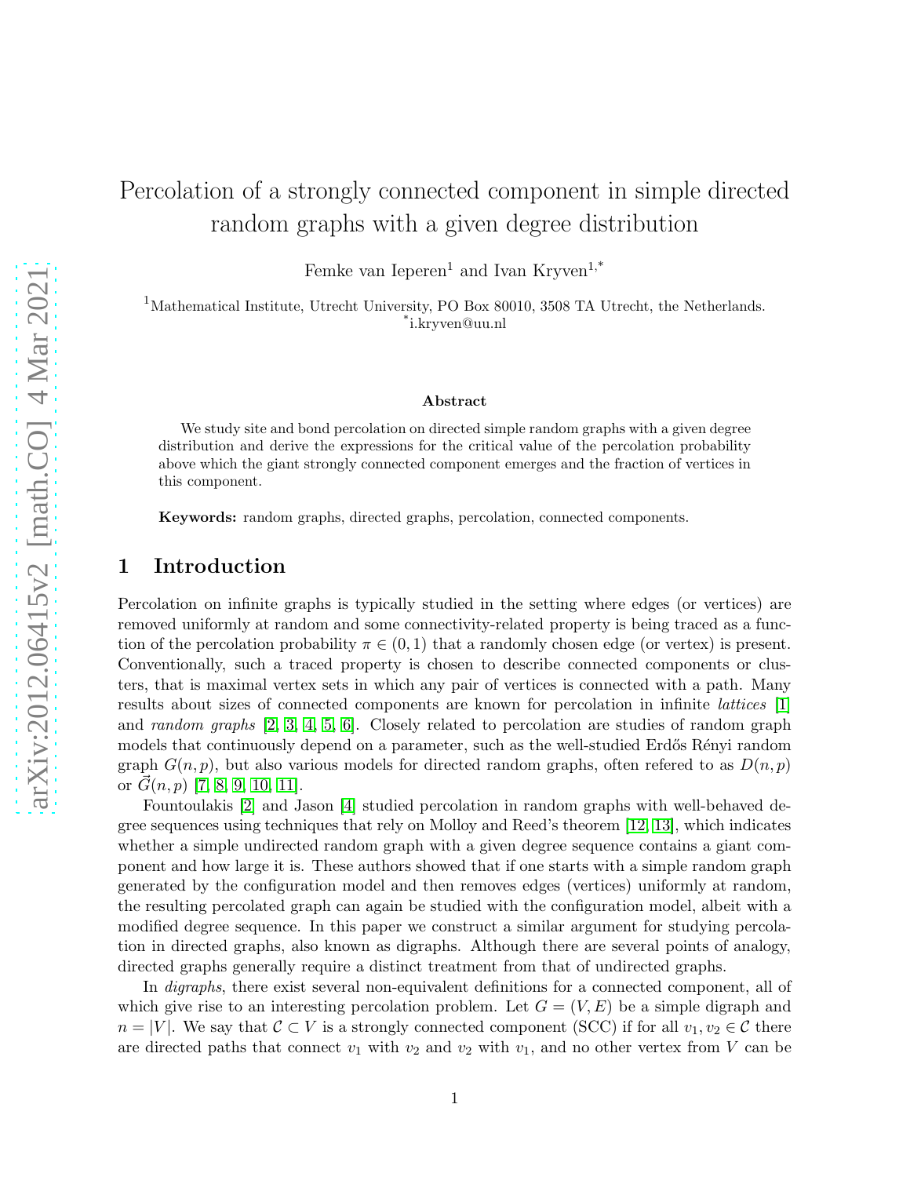# Percolation of a strongly connected component in simple directed random graphs with a given degree distribution

Femke van Ieperen[1] and Ivan Kryven[1,*]

[1]Mathematical Institute, Utrecht University, PO Box 80010, 3508 TA Utrecht, the Netherlands.
[*]i.kryven@uu.nl

**Abstract**

We study site and bond percolation on directed simple random graphs with a given degree distribution and derive the expressions for the critical value of the percolation probability above which the giant strongly connected component emerges and the fraction of vertices in this component.

**Keywords:** random graphs, directed graphs, percolation, connected components.

## 1 Introduction

Percolation on infinite graphs is typically studied in the setting where edges (or vertices) are removed uniformly at random and some connectivity-related property is being traced as a function of the percolation probability $\pi \in (0, 1)$ that a randomly chosen edge (or vertex) is present. Conventionally, such a traced property is chosen to describe connected components or clusters, that is maximal vertex sets in which any pair of vertices is connected with a path. Many results about sizes of connected components are known for percolation in infinite *lattices* [1] and *random graphs* [2, 3, 4, 5, 6]. Closely related to percolation are studies of random graph models that continuously depend on a parameter, such as the well-studied Erdős Rényi random graph $G(n, p)$, but also various models for directed random graphs, often refered to as $D(n, p)$ or $\vec{G}(n, p)$ [7, 8, 9, 10, 11].

Fountoulakis [2] and Jason [4] studied percolation in random graphs with well-behaved degree sequences using techniques that rely on Molloy and Reed's theorem [12, 13], which indicates whether a simple undirected random graph with a given degree sequence contains a giant component and how large it is. These authors showed that if one starts with a simple random graph generated by the configuration model and then removes edges (vertices) uniformly at random, the resulting percolated graph can again be studied with the configuration model, albeit with a modified degree sequence. In this paper we construct a similar argument for studying percolation in directed graphs, also known as digraphs. Although there are several points of analogy, directed graphs generally require a distinct treatment from that of undirected graphs.

In *digraphs*, there exist several non-equivalent definitions for a connected component, all of which give rise to an interesting percolation problem. Let $G = (V, E)$ be a simple digraph and $n = |V|$. We say that $\mathcal{C} \subset V$ is a strongly connected component (SCC) if for all $v_1, v_2 \in \mathcal{C}$ there are directed paths that connect $v_1$ with $v_2$ and $v_2$ with $v_1$, and no other vertex from $V$ can be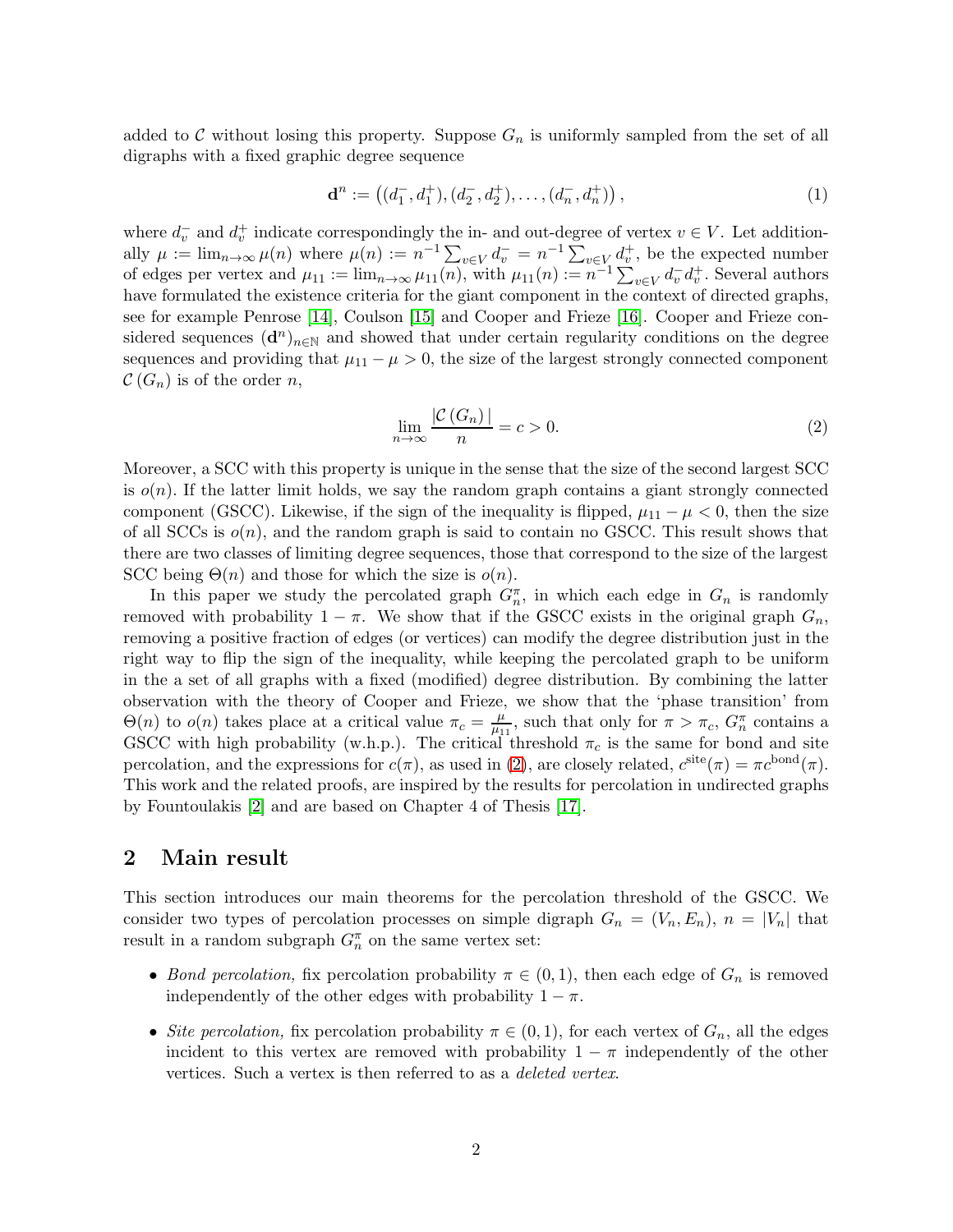added to $\mathcal{C}$ without losing this property. Suppose $G_n$ is uniformly sampled from the set of all digraphs with a fixed graphic degree sequence

$$\mathbf{d}^n := \left((d_1^-, d_1^+), (d_2^-, d_2^+), \ldots, (d_n^-, d_n^+)\right), \tag{1}$$

where $d_v^-$ and $d_v^+$ indicate correspondingly the in- and out-degree of vertex $v \in V$. Let additionally $\mu := \lim_{n\to\infty} \mu(n)$ where $\mu(n) := n^{-1} \sum_{v\in V} d_v^- = n^{-1} \sum_{v\in V} d_v^+$, be the expected number of edges per vertex and $\mu_{11} := \lim_{n\to\infty} \mu_{11}(n)$, with $\mu_{11}(n) := n^{-1} \sum_{v\in V} d_v^- d_v^+$. Several authors have formulated the existence criteria for the giant component in the context of directed graphs, see for example Penrose [14], Coulson [15] and Cooper and Frieze [16]. Cooper and Frieze considered sequences $(\mathbf{d}^n)_{n\in\mathbb{N}}$ and showed that under certain regularity conditions on the degree sequences and providing that $\mu_{11} - \mu > 0$, the size of the largest strongly connected component $\mathcal{C}(G_n)$ is of the order $n$,

$$\lim_{n\to\infty} \frac{|\mathcal{C}(G_n)|}{n} = c > 0. \tag{2}$$

Moreover, a SCC with this property is unique in the sense that the size of the second largest SCC is $o(n)$. If the latter limit holds, we say the random graph contains a giant strongly connected component (GSCC). Likewise, if the sign of the inequality is flipped, $\mu_{11} - \mu < 0$, then the size of all SCCs is $o(n)$, and the random graph is said to contain no GSCC. This result shows that there are two classes of limiting degree sequences, those that correspond to the size of the largest SCC being $\Theta(n)$ and those for which the size is $o(n)$.

In this paper we study the percolated graph $G_n^\pi$, in which each edge in $G_n$ is randomly removed with probability $1-\pi$. We show that if the GSCC exists in the original graph $G_n$, removing a positive fraction of edges (or vertices) can modify the degree distribution just in the right way to flip the sign of the inequality, while keeping the percolated graph to be uniform in the a set of all graphs with a fixed (modified) degree distribution. By combining the latter observation with the theory of Cooper and Frieze, we show that the 'phase transition' from $\Theta(n)$ to $o(n)$ takes place at a critical value $\pi_c = \frac{\mu}{\mu_{11}}$, such that only for $\pi > \pi_c$, $G_n^\pi$ contains a GSCC with high probability (w.h.p.). The critical threshold $\pi_c$ is the same for bond and site percolation, and the expressions for $c(\pi)$, as used in (2), are closely related, $c^{\text{site}}(\pi) = \pi c^{\text{bond}}(\pi)$. This work and the related proofs, are inspired by the results for percolation in undirected graphs by Fountoulakis [2] and are based on Chapter 4 of Thesis [17].

## 2 Main result

This section introduces our main theorems for the percolation threshold of the GSCC. We consider two types of percolation processes on simple digraph $G_n = (V_n, E_n)$, $n = |V_n|$ that result in a random subgraph $G_n^\pi$ on the same vertex set:

- *Bond percolation,* fix percolation probability $\pi \in (0, 1)$, then each edge of $G_n$ is removed independently of the other edges with probability $1 - \pi$.
- *Site percolation,* fix percolation probability $\pi \in (0, 1)$, for each vertex of $G_n$, all the edges incident to this vertex are removed with probability $1 - \pi$ independently of the other vertices. Such a vertex is then referred to as a *deleted vertex*.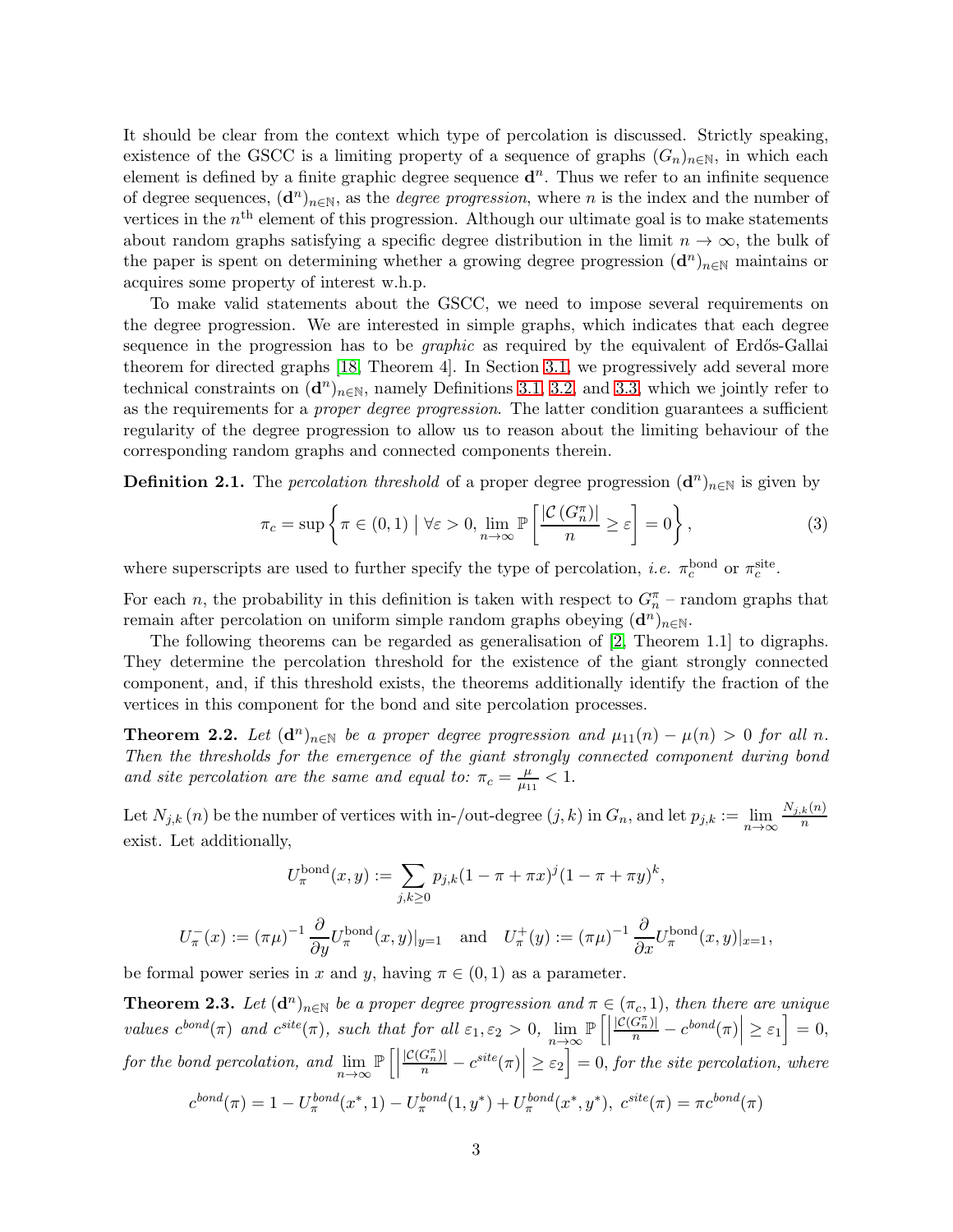It should be clear from the context which type of percolation is discussed. Strictly speaking, existence of the GSCC is a limiting property of a sequence of graphs $(G_n)_{n\in\mathbb{N}}$, in which each element is defined by a finite graphic degree sequence $\mathbf{d}^n$. Thus we refer to an infinite sequence of degree sequences, $(\mathbf{d}^n)_{n\in\mathbb{N}}$, as the *degree progression*, where $n$ is the index and the number of vertices in the $n^{\text{th}}$ element of this progression. Although our ultimate goal is to make statements about random graphs satisfying a specific degree distribution in the limit $n \to \infty$, the bulk of the paper is spent on determining whether a growing degree progression $(\mathbf{d}^n)_{n\in\mathbb{N}}$ maintains or acquires some property of interest w.h.p.

To make valid statements about the GSCC, we need to impose several requirements on the degree progression. We are interested in simple graphs, which indicates that each degree sequence in the progression has to be *graphic* as required by the equivalent of Erdős-Gallai theorem for directed graphs [18, Theorem 4]. In Section 3.1, we progressively add several more technical constraints on $(\mathbf{d}^n)_{n\in\mathbb{N}}$, namely Definitions 3.1, 3.2, and 3.3, which we jointly refer to as the requirements for a *proper degree progression*. The latter condition guarantees a sufficient regularity of the degree progression to allow us to reason about the limiting behaviour of the corresponding random graphs and connected components therein.

**Definition 2.1.** The *percolation threshold* of a proper degree progression $(\mathbf{d}^n)_{n\in\mathbb{N}}$ is given by

$$\pi_c = \sup\left\{\pi \in (0,1) \;\middle|\; \forall\varepsilon > 0, \lim_{n\to\infty} \mathbb{P}\left[\frac{|\mathcal{C}(G_n^\pi)|}{n} \geq \varepsilon\right] = 0\right\}, \tag{3}$$

where superscripts are used to further specify the type of percolation, *i.e.* $\pi_c^{\text{bond}}$ or $\pi_c^{\text{site}}$.

For each $n$, the probability in this definition is taken with respect to $G_n^\pi$ – random graphs that remain after percolation on uniform simple random graphs obeying $(\mathbf{d}^n)_{n\in\mathbb{N}}$.

The following theorems can be regarded as generalisation of [2, Theorem 1.1] to digraphs. They determine the percolation threshold for the existence of the giant strongly connected component, and, if this threshold exists, the theorems additionally identify the fraction of the vertices in this component for the bond and site percolation processes.

**Theorem 2.2.** *Let $(\mathbf{d}^n)_{n\in\mathbb{N}}$ be a proper degree progression and $\mu_{11}(n) - \mu(n) > 0$ for all $n$. Then the thresholds for the emergence of the giant strongly connected component during bond and site percolation are the same and equal to: $\pi_c = \frac{\mu}{\mu_{11}} < 1$.*

Let $N_{j,k}(n)$ be the number of vertices with in-/out-degree $(j,k)$ in $G_n$, and let $p_{j,k} := \lim\limits_{n\to\infty} \frac{N_{j,k}(n)}{n}$ exist. Let additionally,

$$U_\pi^{\text{bond}}(x,y) := \sum_{j,k\geq 0} p_{j,k}(1-\pi+\pi x)^j(1-\pi+\pi y)^k,$$

$$U_\pi^-(x) := (\pi\mu)^{-1}\frac{\partial}{\partial y}U_\pi^{\text{bond}}(x,y)|_{y=1} \quad \text{and} \quad U_\pi^+(y) := (\pi\mu)^{-1}\frac{\partial}{\partial x}U_\pi^{\text{bond}}(x,y)|_{x=1},$$

be formal power series in $x$ and $y$, having $\pi \in (0,1)$ as a parameter.

**Theorem 2.3.** *Let $(\mathbf{d}^n)_{n\in\mathbb{N}}$ be a proper degree progression and $\pi \in (\pi_c, 1)$, then there are unique values $c^{bond}(\pi)$ and $c^{site}(\pi)$, such that for all $\varepsilon_1, \varepsilon_2 > 0$, $\lim\limits_{n\to\infty} \mathbb{P}\left[\left|\frac{|\mathcal{C}(G_n^\pi)|}{n} - c^{bond}(\pi)\right| \geq \varepsilon_1\right] = 0$, for the bond percolation, and $\lim\limits_{n\to\infty} \mathbb{P}\left[\left|\frac{|\mathcal{C}(G_n^\pi)|}{n} - c^{site}(\pi)\right| \geq \varepsilon_2\right] = 0$, for the site percolation, where*

$$c^{bond}(\pi) = 1 - U_\pi^{bond}(x^*,1) - U_\pi^{bond}(1,y^*) + U_\pi^{bond}(x^*,y^*),\ c^{site}(\pi) = \pi c^{bond}(\pi)$$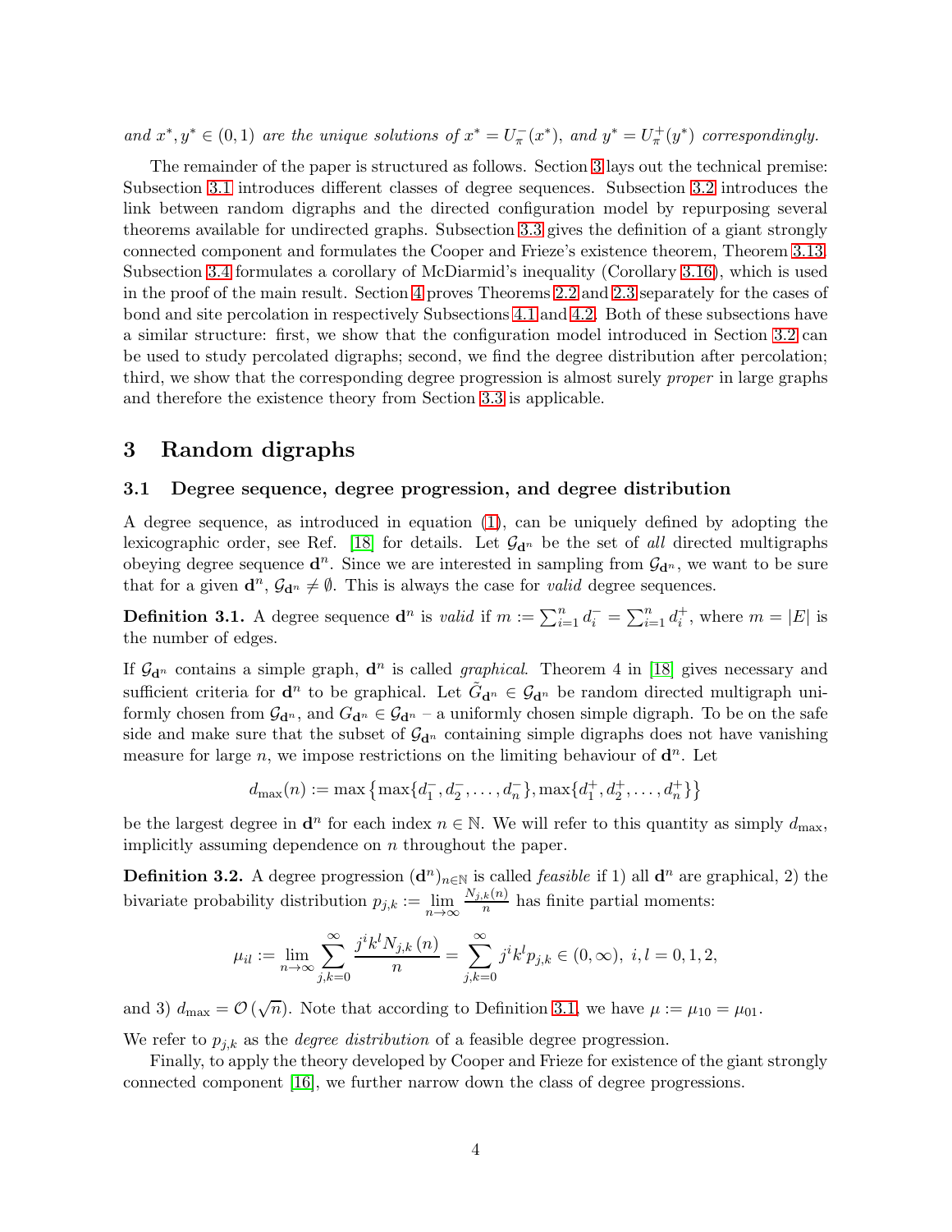*and $x^*, y^* \in (0,1)$ are the unique solutions of $x^* = U_\pi^-(x^*)$, and $y^* = U_\pi^+(y^*)$ correspondingly.*

The remainder of the paper is structured as follows. Section 3 lays out the technical premise: Subsection 3.1 introduces different classes of degree sequences. Subsection 3.2 introduces the link between random digraphs and the directed configuration model by repurposing several theorems available for undirected graphs. Subsection 3.3 gives the definition of a giant strongly connected component and formulates the Cooper and Frieze's existence theorem, Theorem 3.13. Subsection 3.4 formulates a corollary of McDiarmid's inequality (Corollary 3.16), which is used in the proof of the main result. Section 4 proves Theorems 2.2 and 2.3 separately for the cases of bond and site percolation in respectively Subsections 4.1 and 4.2. Both of these subsections have a similar structure: first, we show that the configuration model introduced in Section 3.2 can be used to study percolated digraphs; second, we find the degree distribution after percolation; third, we show that the corresponding degree progression is almost surely *proper* in large graphs and therefore the existence theory from Section 3.3 is applicable.

# 3 Random digraphs

## 3.1 Degree sequence, degree progression, and degree distribution

A degree sequence, as introduced in equation (1), can be uniquely defined by adopting the lexicographic order, see Ref. [18] for details. Let $\mathcal{G}_{\mathbf{d}^n}$ be the set of *all* directed multigraphs obeying degree sequence $\mathbf{d}^n$. Since we are interested in sampling from $\mathcal{G}_{\mathbf{d}^n}$, we want to be sure that for a given $\mathbf{d}^n$, $\mathcal{G}_{\mathbf{d}^n} \neq \emptyset$. This is always the case for *valid* degree sequences.

**Definition 3.1.** A degree sequence $\mathbf{d}^n$ is *valid* if $m := \sum_{i=1}^n d_i^- = \sum_{i=1}^n d_i^+$, where $m = |E|$ is the number of edges.

If $\mathcal{G}_{\mathbf{d}^n}$ contains a simple graph, $\mathbf{d}^n$ is called *graphical*. Theorem 4 in [18] gives necessary and sufficient criteria for $\mathbf{d}^n$ to be graphical. Let $\tilde{G}_{\mathbf{d}^n} \in \mathcal{G}_{\mathbf{d}^n}$ be random directed multigraph uniformly chosen from $\mathcal{G}_{\mathbf{d}^n}$, and $G_{\mathbf{d}^n} \in \mathcal{G}_{\mathbf{d}^n}$ – a uniformly chosen simple digraph. To be on the safe side and make sure that the subset of $\mathcal{G}_{\mathbf{d}^n}$ containing simple digraphs does not have vanishing measure for large $n$, we impose restrictions on the limiting behaviour of $\mathbf{d}^n$. Let

$$d_{\max}(n) := \max\left\{\max\{d_1^-, d_2^-, \ldots, d_n^-\}, \max\{d_1^+, d_2^+, \ldots, d_n^+\}\right\}$$

be the largest degree in $\mathbf{d}^n$ for each index $n \in \mathbb{N}$. We will refer to this quantity as simply $d_{\max}$, implicitly assuming dependence on $n$ throughout the paper.

**Definition 3.2.** A degree progression $(\mathbf{d}^n)_{n\in\mathbb{N}}$ is called *feasible* if 1) all $\mathbf{d}^n$ are graphical, 2) the bivariate probability distribution $p_{j,k} := \lim\limits_{n\to\infty} \frac{N_{j,k}(n)}{n}$ has finite partial moments:

$$\mu_{il} := \lim_{n\to\infty} \sum_{j,k=0}^{\infty} \frac{j^i k^l N_{j,k}(n)}{n} = \sum_{j,k=0}^{\infty} j^i k^l p_{j,k} \in (0,\infty),\ i,l = 0,1,2,$$

and 3) $d_{\max} = \mathcal{O}(\sqrt{n})$. Note that according to Definition 3.1, we have $\mu := \mu_{10} = \mu_{01}$.

We refer to $p_{j,k}$ as the *degree distribution* of a feasible degree progression.

Finally, to apply the theory developed by Cooper and Frieze for existence of the giant strongly connected component [16], we further narrow down the class of degree progressions.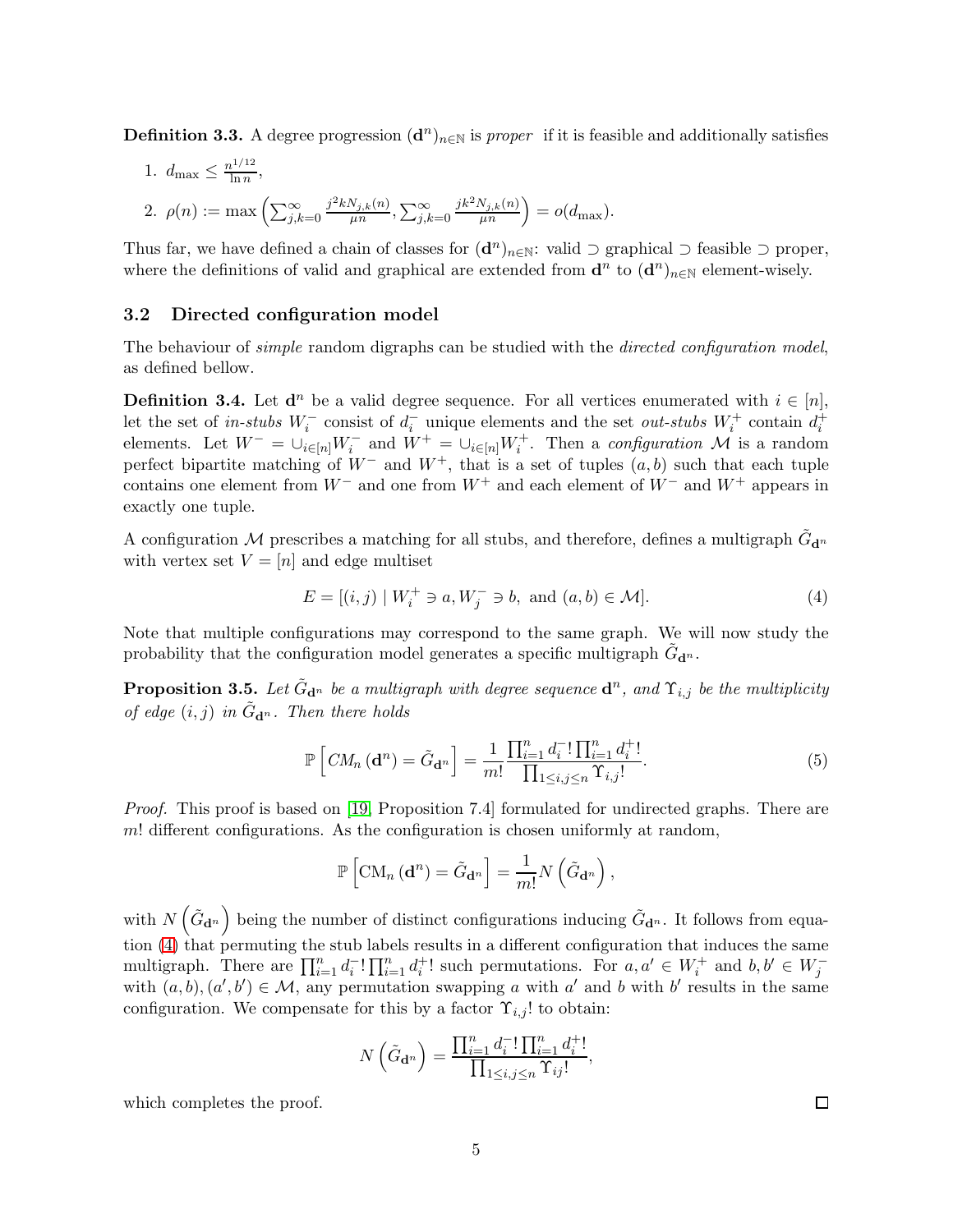**Definition 3.3.** A degree progression $(\mathbf{d}^n)_{n\in\mathbb{N}}$ is *proper* if it is feasible and additionally satisfies

1. $d_{\max} \leq \frac{n^{1/12}}{\ln n}$,
2. $\rho(n) := \max\left(\sum_{j,k=0}^{\infty} \frac{j^2 k N_{j,k}(n)}{\mu n}, \sum_{j,k=0}^{\infty} \frac{j k^2 N_{j,k}(n)}{\mu n}\right) = o(d_{\max})$.

Thus far, we have defined a chain of classes for $(\mathbf{d}^n)_{n\in\mathbb{N}}$: valid $\supset$ graphical $\supset$ feasible $\supset$ proper, where the definitions of valid and graphical are extended from $\mathbf{d}^n$ to $(\mathbf{d}^n)_{n\in\mathbb{N}}$ element-wisely.

## 3.2 Directed configuration model

The behaviour of *simple* random digraphs can be studied with the *directed configuration model*, as defined bellow.

**Definition 3.4.** Let $\mathbf{d}^n$ be a valid degree sequence. For all vertices enumerated with $i \in [n]$, let the set of *in-stubs* $W_i^-$ consist of $d_i^-$ unique elements and the set *out-stubs* $W_i^+$ contain $d_i^+$ elements. Let $W^- = \cup_{i\in[n]} W_i^-$ and $W^+ = \cup_{i\in[n]} W_i^+$. Then a *configuration* $\mathcal{M}$ is a random perfect bipartite matching of $W^-$ and $W^+$, that is a set of tuples $(a, b)$ such that each tuple contains one element from $W^-$ and one from $W^+$ and each element of $W^-$ and $W^+$ appears in exactly one tuple.

A configuration $\mathcal{M}$ prescribes a matching for all stubs, and therefore, defines a multigraph $\tilde{G}_{\mathbf{d}^n}$ with vertex set $V = [n]$ and edge multiset

$$E = [(i, j) \mid W_i^+ \ni a, W_j^- \ni b, \text{ and } (a, b) \in \mathcal{M}]. \tag{4}$$

Note that multiple configurations may correspond to the same graph. We will now study the probability that the configuration model generates a specific multigraph $\tilde{G}_{\mathbf{d}^n}$.

**Proposition 3.5.** *Let $\tilde{G}_{\mathbf{d}^n}$ be a multigraph with degree sequence $\mathbf{d}^n$, and $\Upsilon_{i,j}$ be the multiplicity of edge $(i, j)$ in $\tilde{G}_{\mathbf{d}^n}$. Then there holds*

$$\mathbb{P}\left[CM_n(\mathbf{d}^n) = \tilde{G}_{\mathbf{d}^n}\right] = \frac{1}{m!} \frac{\prod_{i=1}^n d_i^-! \prod_{i=1}^n d_i^+!}{\prod_{1\leq i,j\leq n} \Upsilon_{i,j}!}. \tag{5}$$

*Proof.* This proof is based on [19, Proposition 7.4] formulated for undirected graphs. There are $m!$ different configurations. As the configuration is chosen uniformly at random,

$$\mathbb{P}\left[\mathrm{CM}_n(\mathbf{d}^n) = \tilde{G}_{\mathbf{d}^n}\right] = \frac{1}{m!} N\left(\tilde{G}_{\mathbf{d}^n}\right),$$

with $N\left(\tilde{G}_{\mathbf{d}^n}\right)$ being the number of distinct configurations inducing $\tilde{G}_{\mathbf{d}^n}$. It follows from equation (4) that permuting the stub labels results in a different configuration that induces the same multigraph. There are $\prod_{i=1}^n d_i^-! \prod_{i=1}^n d_i^+!$ such permutations. For $a, a' \in W_i^+$ and $b, b' \in W_j^-$ with $(a, b), (a', b') \in \mathcal{M}$, any permutation swapping $a$ with $a'$ and $b$ with $b'$ results in the same configuration. We compensate for this by a factor $\Upsilon_{i,j}!$ to obtain:

$$N\left(\tilde{G}_{\mathbf{d}^n}\right) = \frac{\prod_{i=1}^n d_i^-! \prod_{i=1}^n d_i^+!}{\prod_{1\leq i,j\leq n} \Upsilon_{ij}!},$$

which completes the proof. $\square$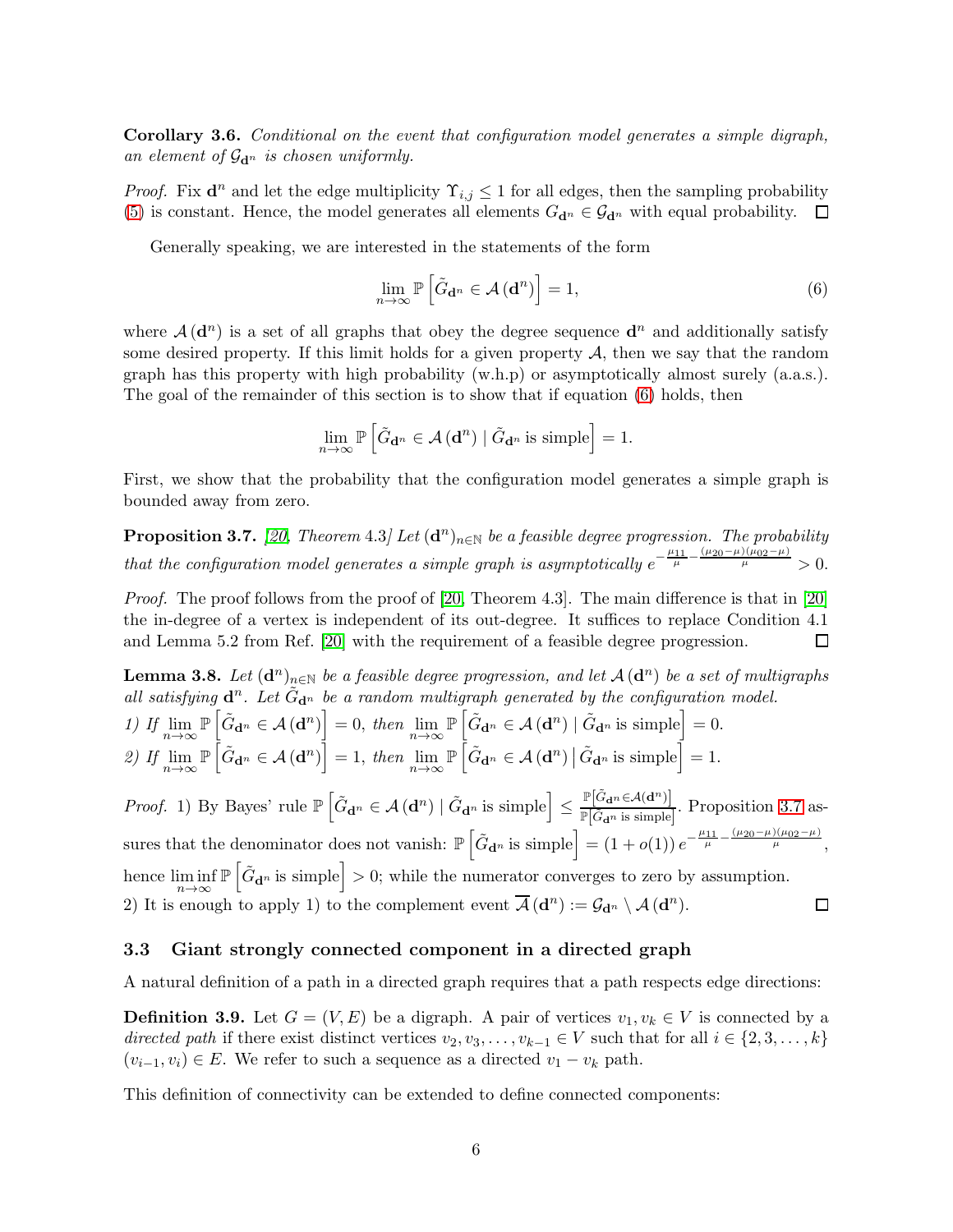**Corollary 3.6.** *Conditional on the event that configuration model generates a simple digraph, an element of $\mathcal{G}_{\mathbf{d}^n}$ is chosen uniformly.*

*Proof.* Fix $\mathbf{d}^n$ and let the edge multiplicity $\Upsilon_{i,j} \leq 1$ for all edges, then the sampling probability (5) is constant. Hence, the model generates all elements $G_{\mathbf{d}^n} \in \mathcal{G}_{\mathbf{d}^n}$ with equal probability. $\square$

Generally speaking, we are interested in the statements of the form

$$\lim_{n\to\infty} \mathbb{P}\left[\tilde{G}_{\mathbf{d}^n} \in \mathcal{A}(\mathbf{d}^n)\right] = 1, \tag{6}$$

where $\mathcal{A}(\mathbf{d}^n)$ is a set of all graphs that obey the degree sequence $\mathbf{d}^n$ and additionally satisfy some desired property. If this limit holds for a given property $\mathcal{A}$, then we say that the random graph has this property with high probability (w.h.p) or asymptotically almost surely (a.a.s.). The goal of the remainder of this section is to show that if equation (6) holds, then

$$\lim_{n\to\infty} \mathbb{P}\left[\tilde{G}_{\mathbf{d}^n} \in \mathcal{A}(\mathbf{d}^n) \mid \tilde{G}_{\mathbf{d}^n} \text{ is simple}\right] = 1.$$

First, we show that the probability that the configuration model generates a simple graph is bounded away from zero.

**Proposition 3.7.** *[20, Theorem 4.3] Let $(\mathbf{d}^n)_{n\in\mathbb{N}}$ be a feasible degree progression. The probability that the configuration model generates a simple graph is asymptotically $e^{-\frac{\mu_{11}}{\mu} - \frac{(\mu_{20}-\mu)(\mu_{02}-\mu)}{\mu}} > 0$.*

*Proof.* The proof follows from the proof of [20, Theorem 4.3]. The main difference is that in [20] the in-degree of a vertex is independent of its out-degree. It suffices to replace Condition 4.1 and Lemma 5.2 from Ref. [20] with the requirement of a feasible degree progression. $\square$

**Lemma 3.8.** *Let $(\mathbf{d}^n)_{n\in\mathbb{N}}$ be a feasible degree progression, and let $\mathcal{A}(\mathbf{d}^n)$ be a set of multigraphs all satisfying $\mathbf{d}^n$. Let $\tilde{G}_{\mathbf{d}^n}$ be a random multigraph generated by the configuration model.*
*1) If $\lim_{n\to\infty} \mathbb{P}\left[\tilde{G}_{\mathbf{d}^n} \in \mathcal{A}(\mathbf{d}^n)\right] = 0$, then $\lim_{n\to\infty} \mathbb{P}\left[\tilde{G}_{\mathbf{d}^n} \in \mathcal{A}(\mathbf{d}^n) \mid \tilde{G}_{\mathbf{d}^n} \text{ is simple}\right] = 0$.*
*2) If $\lim_{n\to\infty} \mathbb{P}\left[\tilde{G}_{\mathbf{d}^n} \in \mathcal{A}(\mathbf{d}^n)\right] = 1$, then $\lim_{n\to\infty} \mathbb{P}\left[\tilde{G}_{\mathbf{d}^n} \in \mathcal{A}(\mathbf{d}^n) \,\middle|\, \tilde{G}_{\mathbf{d}^n} \text{ is simple}\right] = 1$.*

*Proof.* 1) By Bayes' rule $\mathbb{P}\left[\tilde{G}_{\mathbf{d}^n} \in \mathcal{A}(\mathbf{d}^n) \mid \tilde{G}_{\mathbf{d}^n} \text{ is simple}\right] \leq \frac{\mathbb{P}\left[\tilde{G}_{\mathbf{d}^n} \in \mathcal{A}(\mathbf{d}^n)\right]}{\mathbb{P}\left[\tilde{G}_{\mathbf{d}^n} \text{ is simple}\right]}$. Proposition 3.7 assures that the denominator does not vanish: $\mathbb{P}\left[\tilde{G}_{\mathbf{d}^n} \text{ is simple}\right] = (1 + o(1))\, e^{-\frac{\mu_{11}}{\mu} - \frac{(\mu_{20}-\mu)(\mu_{02}-\mu)}{\mu}}$, hence $\liminf_{n\to\infty} \mathbb{P}\left[\tilde{G}_{\mathbf{d}^n} \text{ is simple}\right] > 0$; while the numerator converges to zero by assumption.
2) It is enough to apply 1) to the complement event $\overline{\mathcal{A}}(\mathbf{d}^n) := \mathcal{G}_{\mathbf{d}^n} \setminus \mathcal{A}(\mathbf{d}^n)$. $\square$

### 3.3 Giant strongly connected component in a directed graph

A natural definition of a path in a directed graph requires that a path respects edge directions:

**Definition 3.9.** Let $G = (V, E)$ be a digraph. A pair of vertices $v_1, v_k \in V$ is connected by a *directed path* if there exist distinct vertices $v_2, v_3, \ldots, v_{k-1} \in V$ such that for all $i \in \{2, 3, \ldots, k\}$ $(v_{i-1}, v_i) \in E$. We refer to such a sequence as a directed $v_1 - v_k$ path.

This definition of connectivity can be extended to define connected components: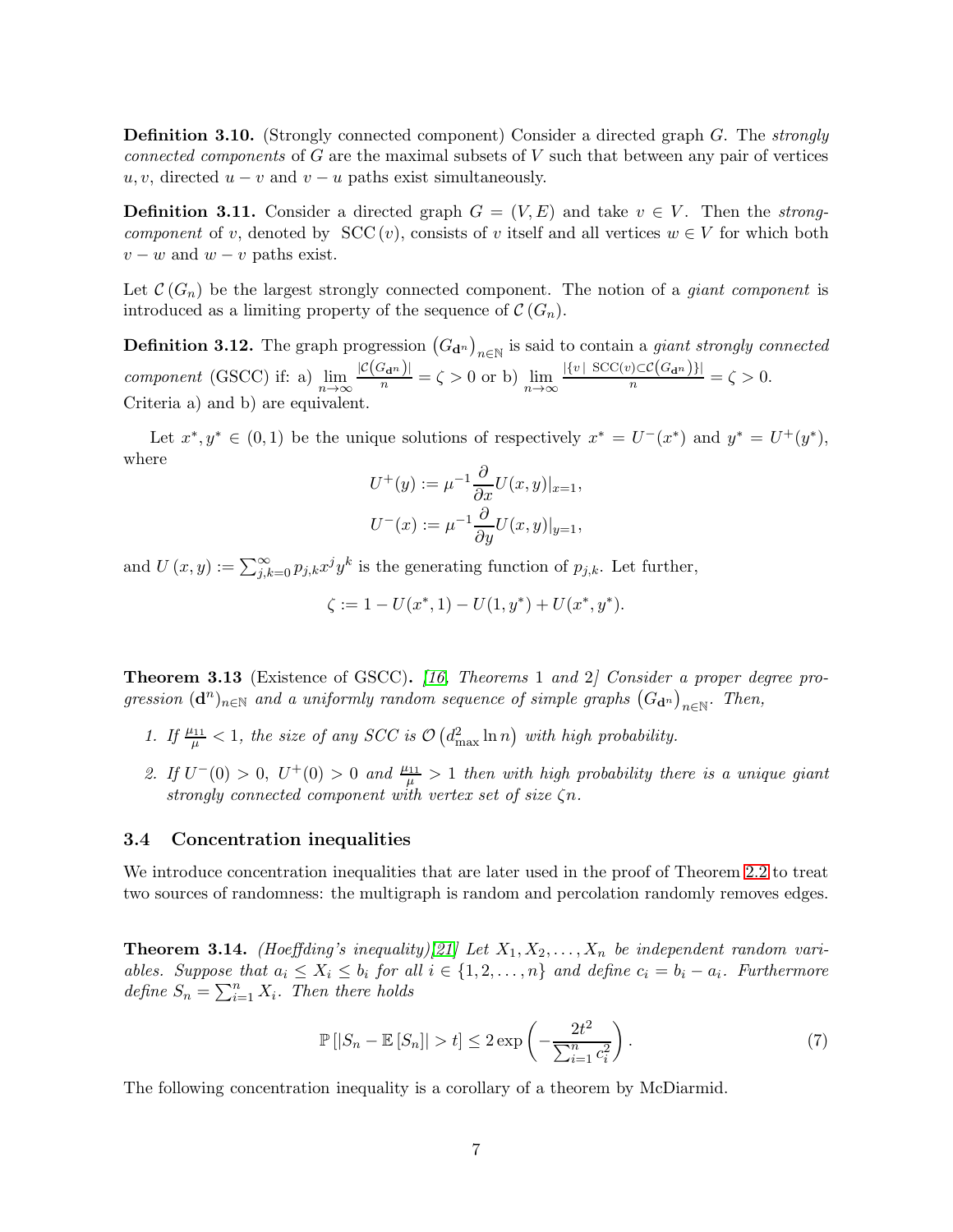**Definition 3.10.** (Strongly connected component) Consider a directed graph $G$. The *strongly connected components* of $G$ are the maximal subsets of $V$ such that between any pair of vertices $u, v$, directed $u - v$ and $v - u$ paths exist simultaneously.

**Definition 3.11.** Consider a directed graph $G = (V, E)$ and take $v \in V$. Then the *strong-component* of $v$, denoted by $\text{SCC}(v)$, consists of $v$ itself and all vertices $w \in V$ for which both $v - w$ and $w - v$ paths exist.

Let $\mathcal{C}(G_n)$ be the largest strongly connected component. The notion of a *giant component* is introduced as a limiting property of the sequence of $\mathcal{C}(G_n)$.

**Definition 3.12.** The graph progression $\left(G_{\mathbf{d}^n}\right)_{n\in\mathbb{N}}$ is said to contain a *giant strongly connected component* (GSCC) if: a) $\lim\limits_{n\to\infty} \frac{|\mathcal{C}(G_{\mathbf{d}^n})|}{n} = \zeta > 0$ or b) $\lim\limits_{n\to\infty} \frac{|\{v \mid \text{SCC}(v) \subset \mathcal{C}(G_{\mathbf{d}^n})\}|}{n} = \zeta > 0$. Criteria a) and b) are equivalent.

Let $x^*, y^* \in (0, 1)$ be the unique solutions of respectively $x^* = U^-(x^*)$ and $y^* = U^+(y^*)$, where

$$U^+(y) := \mu^{-1} \frac{\partial}{\partial x} U(x, y)|_{x=1},$$

$$U^-(x) := \mu^{-1} \frac{\partial}{\partial y} U(x, y)|_{y=1},$$

and $U(x, y) := \sum_{j,k=0}^{\infty} p_{j,k} x^j y^k$ is the generating function of $p_{j,k}$. Let further,

$$\zeta := 1 - U(x^*, 1) - U(1, y^*) + U(x^*, y^*).$$

**Theorem 3.13** (Existence of GSCC)**.** *[16, Theorems 1 and 2] Consider a proper degree progression $(\mathbf{d}^n)_{n\in\mathbb{N}}$ and a uniformly random sequence of simple graphs $\left(G_{\mathbf{d}^n}\right)_{n\in\mathbb{N}}$. Then,*

1. *If $\frac{\mu_{11}}{\mu} < 1$, the size of any SCC is $\mathcal{O}\left(d_{\max}^2 \ln n\right)$ with high probability.*
2. *If $U^-(0) > 0$, $U^+(0) > 0$ and $\frac{\mu_{11}}{\mu} > 1$ then with high probability there is a unique giant strongly connected component with vertex set of size $\zeta n$.*

### 3.4 Concentration inequalities

We introduce concentration inequalities that are later used in the proof of Theorem 2.2 to treat two sources of randomness: the multigraph is random and percolation randomly removes edges.

**Theorem 3.14.** *(Hoeffding's inequality)[21] Let $X_1, X_2, \ldots, X_n$ be independent random variables. Suppose that $a_i \leq X_i \leq b_i$ for all $i \in \{1, 2, \ldots, n\}$ and define $c_i = b_i - a_i$. Furthermore define $S_n = \sum_{i=1}^{n} X_i$. Then there holds*

$$\mathbb{P}\left[|S_n - \mathbb{E}[S_n]| > t\right] \leq 2 \exp\left(-\frac{2t^2}{\sum_{i=1}^{n} c_i^2}\right). \tag{7}$$

The following concentration inequality is a corollary of a theorem by McDiarmid.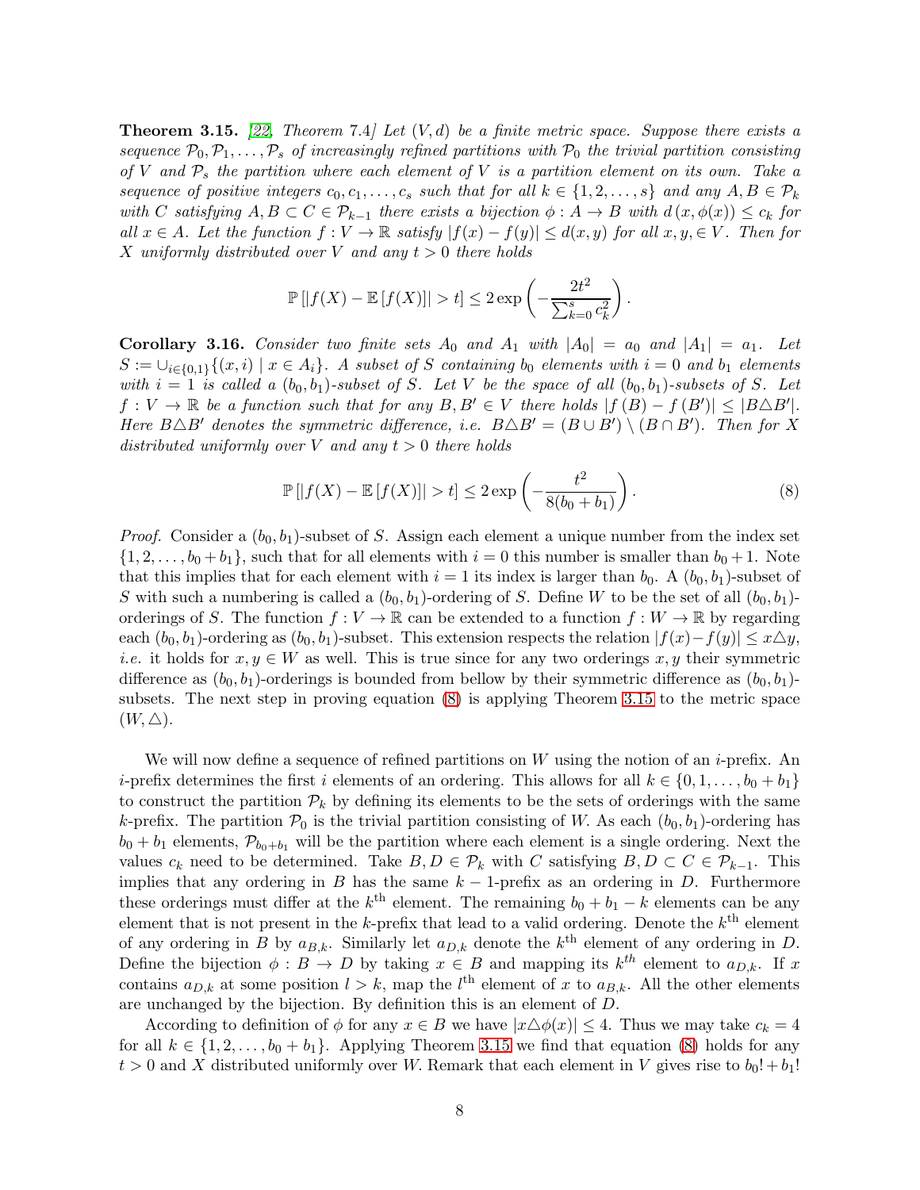**Theorem 3.15.** *[22, Theorem 7.4] Let $(V, d)$ be a finite metric space. Suppose there exists a sequence $\mathcal{P}_0, \mathcal{P}_1, \ldots, \mathcal{P}_s$ of increasingly refined partitions with $\mathcal{P}_0$ the trivial partition consisting of $V$ and $\mathcal{P}_s$ the partition where each element of $V$ is a partition element on its own. Take a sequence of positive integers $c_0, c_1, \ldots, c_s$ such that for all $k \in \{1, 2, \ldots, s\}$ and any $A, B \in \mathcal{P}_k$ with $C$ satisfying $A, B \subset C \in \mathcal{P}_{k-1}$ there exists a bijection $\phi : A \to B$ with $d(x, \phi(x)) \leq c_k$ for all $x \in A$. Let the function $f : V \to \mathbb{R}$ satisfy $|f(x) - f(y)| \leq d(x, y)$ for all $x, y, \in V$. Then for $X$ uniformly distributed over $V$ and any $t > 0$ there holds*

$$\mathbb{P}\left[|f(X) - \mathbb{E}\left[f(X)\right]| > t\right] \leq 2 \exp\left(-\frac{2t^2}{\sum_{k=0}^{s} c_k^2}\right).$$

**Corollary 3.16.** *Consider two finite sets $A_0$ and $A_1$ with $|A_0| = a_0$ and $|A_1| = a_1$. Let $S := \cup_{i \in \{0,1\}} \{(x, i) \mid x \in A_i\}$. A subset of $S$ containing $b_0$ elements with $i = 0$ and $b_1$ elements with $i = 1$ is called a $(b_0, b_1)$-subset of $S$. Let $V$ be the space of all $(b_0, b_1)$-subsets of $S$. Let $f : V \to \mathbb{R}$ be a function such that for any $B, B' \in V$ there holds $|f(B) - f(B')| \leq |B \triangle B'|$. Here $B \triangle B'$ denotes the symmetric difference, i.e. $B \triangle B' = (B \cup B') \setminus (B \cap B')$. Then for $X$ distributed uniformly over $V$ and any $t > 0$ there holds*

$$\mathbb{P}\left[|f(X) - \mathbb{E}\left[f(X)\right]| > t\right] \leq 2 \exp\left(-\frac{t^2}{8(b_0 + b_1)}\right). \tag{8}$$

*Proof.* Consider a $(b_0, b_1)$-subset of $S$. Assign each element a unique number from the index set $\{1, 2, \ldots, b_0 + b_1\}$, such that for all elements with $i = 0$ this number is smaller than $b_0 + 1$. Note that this implies that for each element with $i = 1$ its index is larger than $b_0$. A $(b_0, b_1)$-subset of $S$ with such a numbering is called a $(b_0, b_1)$-ordering of $S$. Define $W$ to be the set of all $(b_0, b_1)$-orderings of $S$. The function $f : V \to \mathbb{R}$ can be extended to a function $f : W \to \mathbb{R}$ by regarding each $(b_0, b_1)$-ordering as $(b_0, b_1)$-subset. This extension respects the relation $|f(x) - f(y)| \leq x \triangle y$, *i.e.* it holds for $x, y \in W$ as well. This is true since for any two orderings $x, y$ their symmetric difference as $(b_0, b_1)$-orderings is bounded from bellow by their symmetric difference as $(b_0, b_1)$-subsets. The next step in proving equation (8) is applying Theorem 3.15 to the metric space $(W, \triangle)$.

We will now define a sequence of refined partitions on $W$ using the notion of an $i$-prefix. An $i$-prefix determines the first $i$ elements of an ordering. This allows for all $k \in \{0, 1, \ldots, b_0 + b_1\}$ to construct the partition $\mathcal{P}_k$ by defining its elements to be the sets of orderings with the same $k$-prefix. The partition $\mathcal{P}_0$ is the trivial partition consisting of $W$. As each $(b_0, b_1)$-ordering has $b_0 + b_1$ elements, $\mathcal{P}_{b_0+b_1}$ will be the partition where each element is a single ordering. Next the values $c_k$ need to be determined. Take $B, D \in \mathcal{P}_k$ with $C$ satisfying $B, D \subset C \in \mathcal{P}_{k-1}$. This implies that any ordering in $B$ has the same $k-1$-prefix as an ordering in $D$. Furthermore these orderings must differ at the $k^{\text{th}}$ element. The remaining $b_0 + b_1 - k$ elements can be any element that is not present in the $k$-prefix that lead to a valid ordering. Denote the $k^{\text{th}}$ element of any ordering in $B$ by $a_{B,k}$. Similarly let $a_{D,k}$ denote the $k^{\text{th}}$ element of any ordering in $D$. Define the bijection $\phi : B \to D$ by taking $x \in B$ and mapping its $k^{th}$ element to $a_{D,k}$. If $x$ contains $a_{D,k}$ at some position $l > k$, map the $l^{\text{th}}$ element of $x$ to $a_{B,k}$. All the other elements are unchanged by the bijection. By definition this is an element of $D$.

According to definition of $\phi$ for any $x \in B$ we have $|x \triangle \phi(x)| \leq 4$. Thus we may take $c_k = 4$ for all $k \in \{1, 2, \ldots, b_0 + b_1\}$. Applying Theorem 3.15 we find that equation (8) holds for any $t > 0$ and $X$ distributed uniformly over $W$. Remark that each element in $V$ gives rise to $b_0! + b_1!$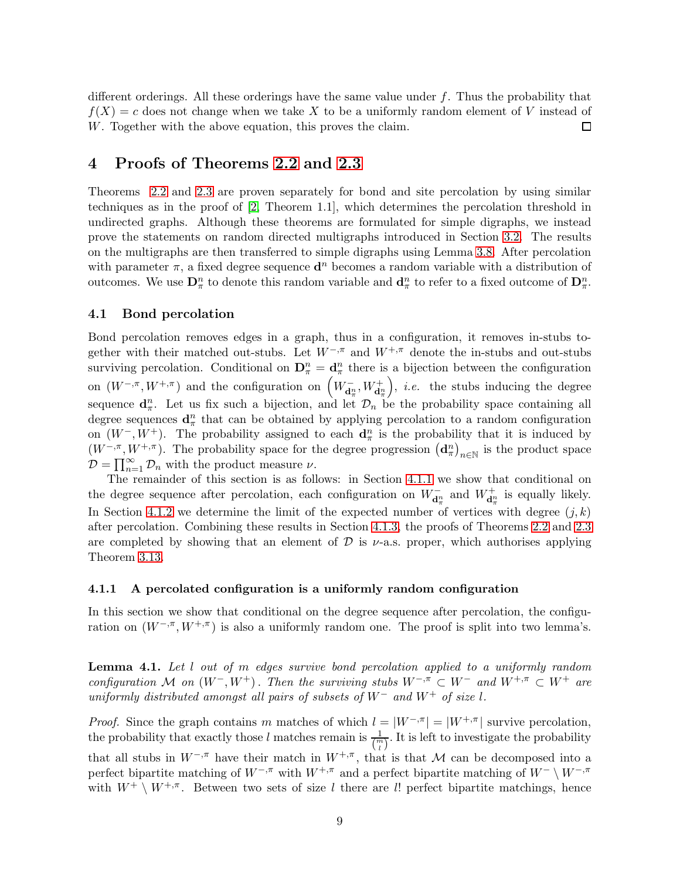different orderings. All these orderings have the same value under $f$. Thus the probability that $f(X) = c$ does not change when we take $X$ to be a uniformly random element of $V$ instead of $W$. Together with the above equation, this proves the claim. □

# 4 Proofs of Theorems 2.2 and 2.3

Theorems 2.2 and 2.3 are proven separately for bond and site percolation by using similar techniques as in the proof of [2, Theorem 1.1], which determines the percolation threshold in undirected graphs. Although these theorems are formulated for simple digraphs, we instead prove the statements on random directed multigraphs introduced in Section 3.2. The results on the multigraphs are then transferred to simple digraphs using Lemma 3.8. After percolation with parameter $\pi$, a fixed degree sequence $\mathbf{d}^n$ becomes a random variable with a distribution of outcomes. We use $\mathbf{D}^n_\pi$ to denote this random variable and $\mathbf{d}^n_\pi$ to refer to a fixed outcome of $\mathbf{D}^n_\pi$.

## 4.1 Bond percolation

Bond percolation removes edges in a graph, thus in a configuration, it removes in-stubs together with their matched out-stubs. Let $W^{-,\pi}$ and $W^{+,\pi}$ denote the in-stubs and out-stubs surviving percolation. Conditional on $\mathbf{D}^n_\pi = \mathbf{d}^n_\pi$ there is a bijection between the configuration on $(W^{-,\pi}, W^{+,\pi})$ and the configuration on $\left(W^-_{\mathbf{d}^n_\pi}, W^+_{\mathbf{d}^n_\pi}\right)$, *i.e.* the stubs inducing the degree sequence $\mathbf{d}^n_\pi$. Let us fix such a bijection, and let $\mathcal{D}_n$ be the probability space containing all degree sequences $\mathbf{d}^n_\pi$ that can be obtained by applying percolation to a random configuration on $(W^-, W^+)$. The probability assigned to each $\mathbf{d}^n_\pi$ is the probability that it is induced by $(W^{-,\pi}, W^{+,\pi})$. The probability space for the degree progression $\left(\mathbf{d}^n_\pi\right)_{n\in\mathbb{N}}$ is the product space $\mathcal{D} = \prod_{n=1}^{\infty} \mathcal{D}_n$ with the product measure $\nu$.

The remainder of this section is as follows: in Section 4.1.1 we show that conditional on the degree sequence after percolation, each configuration on $W^-_{\mathbf{d}^n_\pi}$ and $W^+_{\mathbf{d}^n_\pi}$ is equally likely. In Section 4.1.2 we determine the limit of the expected number of vertices with degree $(j,k)$ after percolation. Combining these results in Section 4.1.3, the proofs of Theorems 2.2 and 2.3 are completed by showing that an element of $\mathcal{D}$ is $\nu$-a.s. proper, which authorises applying Theorem 3.13.

### 4.1.1 A percolated configuration is a uniformly random configuration

In this section we show that conditional on the degree sequence after percolation, the configuration on $(W^{-,\pi}, W^{+,\pi})$ is also a uniformly random one. The proof is split into two lemma's.

**Lemma 4.1.** *Let $l$ out of $m$ edges survive bond percolation applied to a uniformly random configuration $\mathcal{M}$ on $(W^-, W^+)$. Then the surviving stubs $W^{-,\pi} \subset W^-$ and $W^{+,\pi} \subset W^+$ are uniformly distributed amongst all pairs of subsets of $W^-$ and $W^+$ of size $l$.*

*Proof.* Since the graph contains $m$ matches of which $l = |W^{-,\pi}| = |W^{+,\pi}|$ survive percolation, the probability that exactly those $l$ matches remain is $\frac{1}{\binom{m}{l}}$. It is left to investigate the probability that all stubs in $W^{-,\pi}$ have their match in $W^{+,\pi}$, that is that $\mathcal{M}$ can be decomposed into a perfect bipartite matching of $W^{-,\pi}$ with $W^{+,\pi}$ and a perfect bipartite matching of $W^- \setminus W^{-,\pi}$ with $W^+ \setminus W^{+,\pi}$. Between two sets of size $l$ there are $l!$ perfect bipartite matchings, hence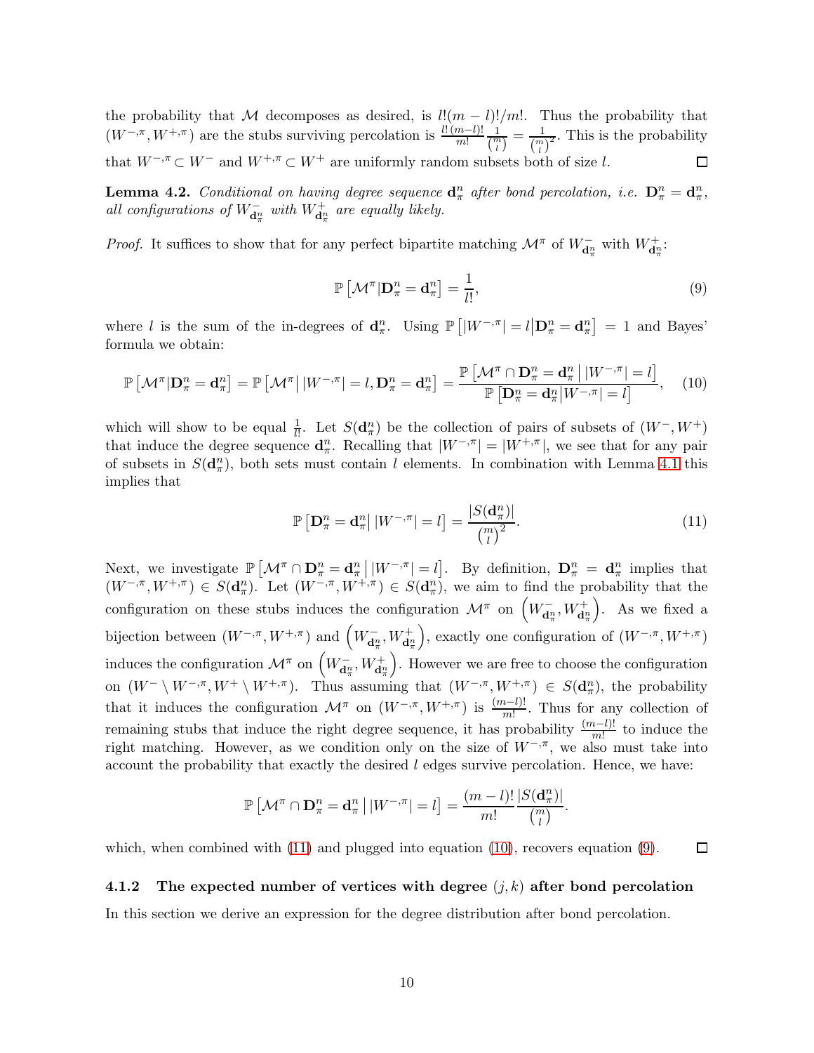the probability that $\mathcal{M}$ decomposes as desired, is $l!(m-l)!/m!$. Thus the probability that $(W^{-,\pi}, W^{+,\pi})$ are the stubs surviving percolation is $\frac{l!\,(m-l)!}{m!}\frac{1}{\binom{m}{l}} = \frac{1}{\binom{m}{l}^2}$. This is the probability that $W^{-,\pi} \subset W^-$ and $W^{+,\pi} \subset W^+$ are uniformly random subsets both of size $l$. $\square$

**Lemma 4.2.** *Conditional on having degree sequence $\mathbf{d}_\pi^n$ after bond percolation, i.e. $\mathbf{D}_\pi^n = \mathbf{d}_\pi^n$, all configurations of $W^-_{\mathbf{d}_\pi^n}$ with $W^+_{\mathbf{d}_\pi^n}$ are equally likely.*

*Proof.* It suffices to show that for any perfect bipartite matching $\mathcal{M}^\pi$ of $W^-_{\mathbf{d}_\pi^n}$ with $W^+_{\mathbf{d}_\pi^n}$:

$$\mathbb{P}\left[\mathcal{M}^\pi | \mathbf{D}_\pi^n = \mathbf{d}_\pi^n\right] = \frac{1}{l!}, \tag{9}$$

where $l$ is the sum of the in-degrees of $\mathbf{d}_\pi^n$. Using $\mathbb{P}\left[|W^{-,\pi}| = l \middle| \mathbf{D}_\pi^n = \mathbf{d}_\pi^n\right] = 1$ and Bayes' formula we obtain:

$$\mathbb{P}\left[\mathcal{M}^\pi | \mathbf{D}_\pi^n = \mathbf{d}_\pi^n\right] = \mathbb{P}\left[\mathcal{M}^\pi \middle| \, |W^{-,\pi}| = l, \mathbf{D}_\pi^n = \mathbf{d}_\pi^n\right] = \frac{\mathbb{P}\left[\mathcal{M}^\pi \cap \mathbf{D}_\pi^n = \mathbf{d}_\pi^n \middle| \, |W^{-,\pi}| = l\right]}{\mathbb{P}\left[\mathbf{D}_\pi^n = \mathbf{d}_\pi^n \middle| W^{-,\pi}| = l\right]}, \tag{10}$$

which will show to be equal $\frac{1}{l!}$. Let $S(\mathbf{d}_\pi^n)$ be the collection of pairs of subsets of $(W^-, W^+)$ that induce the degree sequence $\mathbf{d}_\pi^n$. Recalling that $|W^{-,\pi}| = |W^{+,\pi}|$, we see that for any pair of subsets in $S(\mathbf{d}_\pi^n)$, both sets must contain $l$ elements. In combination with Lemma 4.1 this implies that

$$\mathbb{P}\left[\mathbf{D}_\pi^n = \mathbf{d}_\pi^n \middle| \, |W^{-,\pi}| = l\right] = \frac{|S(\mathbf{d}_\pi^n)|}{\binom{m}{l}^2}. \tag{11}$$

Next, we investigate $\mathbb{P}\left[\mathcal{M}^\pi \cap \mathbf{D}_\pi^n = \mathbf{d}_\pi^n \middle| \, |W^{-,\pi}| = l\right]$. By definition, $\mathbf{D}_\pi^n = \mathbf{d}_\pi^n$ implies that $(W^{-,\pi}, W^{+,\pi}) \in S(\mathbf{d}_\pi^n)$. Let $(W^{-,\pi}, W^{+,\pi}) \in S(\mathbf{d}_\pi^n)$, we aim to find the probability that the configuration on these stubs induces the configuration $\mathcal{M}^\pi$ on $\left(W^-_{\mathbf{d}_\pi^n}, W^+_{\mathbf{d}_\pi^n}\right)$. As we fixed a bijection between $(W^{-,\pi}, W^{+,\pi})$ and $\left(W^-_{\mathbf{d}_\pi^n}, W^+_{\mathbf{d}_\pi^n}\right)$, exactly one configuration of $(W^{-,\pi}, W^{+,\pi})$ induces the configuration $\mathcal{M}^\pi$ on $\left(W^-_{\mathbf{d}_\pi^n}, W^+_{\mathbf{d}_\pi^n}\right)$. However we are free to choose the configuration on $(W^- \setminus W^{-,\pi}, W^+ \setminus W^{+,\pi})$. Thus assuming that $(W^{-,\pi}, W^{+,\pi}) \in S(\mathbf{d}_\pi^n)$, the probability that it induces the configuration $\mathcal{M}^\pi$ on $(W^{-,\pi}, W^{+,\pi})$ is $\frac{(m-l)!}{m!}$. Thus for any collection of remaining stubs that induce the right degree sequence, it has probability $\frac{(m-l)!}{m!}$ to induce the right matching. However, as we condition only on the size of $W^{-,\pi}$, we also must take into account the probability that exactly the desired $l$ edges survive percolation. Hence, we have:

$$\mathbb{P}\left[\mathcal{M}^\pi \cap \mathbf{D}_\pi^n = \mathbf{d}_\pi^n \middle| \, |W^{-,\pi}| = l\right] = \frac{(m-l)!}{m!}\frac{|S(\mathbf{d}_\pi^n)|}{\binom{m}{l}}.$$

which, when combined with (11) and plugged into equation (10), recovers equation (9). $\square$

### 4.1.2 The expected number of vertices with degree $(j,k)$ after bond percolation

In this section we derive an expression for the degree distribution after bond percolation.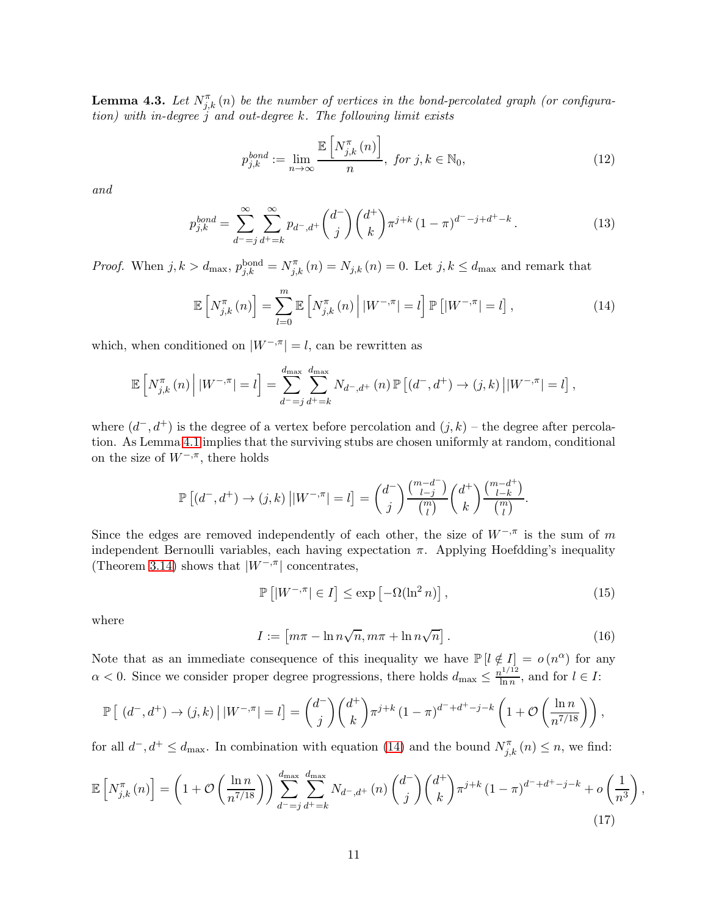**Lemma 4.3.** *Let $N^{\pi}_{j,k}(n)$ be the number of vertices in the bond-percolated graph (or configuration) with in-degree $j$ and out-degree $k$. The following limit exists*

$$p^{bond}_{j,k} := \lim_{n\to\infty} \frac{\mathbb{E}\left[N^{\pi}_{j,k}(n)\right]}{n}, \text{ for } j,k \in \mathbb{N}_0, \tag{12}$$

*and*

$$p^{bond}_{j,k} = \sum_{d^-=j}^{\infty}\sum_{d^+=k}^{\infty} p_{d^-,d^+}\binom{d^-}{j}\binom{d^+}{k}\pi^{j+k}(1-\pi)^{d^--j+d^+-k}. \tag{13}$$

*Proof.* When $j,k > d_{\max}$, $p^{\text{bond}}_{j,k} = N^{\pi}_{j,k}(n) = N_{j,k}(n) = 0$. Let $j,k \le d_{\max}$ and remark that

$$\mathbb{E}\left[N^{\pi}_{j,k}(n)\right] = \sum_{l=0}^{m} \mathbb{E}\left[N^{\pi}_{j,k}(n)\,\Big|\,|W^{-,\pi}| = l\right]\mathbb{P}\left[|W^{-,\pi}| = l\right], \tag{14}$$

which, when conditioned on $|W^{-,\pi}| = l$, can be rewritten as

$$\mathbb{E}\left[N^{\pi}_{j,k}(n)\,\Big|\,|W^{-,\pi}| = l\right] = \sum_{d^-=j}^{d_{\max}}\sum_{d^+=k}^{d_{\max}} N_{d^-,d^+}(n)\,\mathbb{P}\left[(d^-,d^+)\to(j,k)\,\big|\,|W^{-,\pi}| = l\right],$$

where $(d^-,d^+)$ is the degree of a vertex before percolation and $(j,k)$ – the degree after percolation. As Lemma 4.1 implies that the surviving stubs are chosen uniformly at random, conditional on the size of $W^{-,\pi}$, there holds

$$\mathbb{P}\left[(d^-,d^+)\to(j,k)\,\big|\,|W^{-,\pi}| = l\right] = \binom{d^-}{j}\frac{\binom{m-d^-}{l-j}}{\binom{m}{l}}\binom{d^+}{k}\frac{\binom{m-d^+}{l-k}}{\binom{m}{l}}.$$

Since the edges are removed independently of each other, the size of $W^{-,\pi}$ is the sum of $m$ independent Bernoulli variables, each having expectation $\pi$. Applying Hoefdding's inequality (Theorem 3.14) shows that $|W^{-,\pi}|$ concentrates,

$$\mathbb{P}\left[|W^{-,\pi}| \in I\right] \le \exp\left[-\Omega(\ln^2 n)\right], \tag{15}$$

where

$$I := \left[m\pi - \ln n\sqrt{n}, m\pi + \ln n\sqrt{n}\right]. \tag{16}$$

Note that as an immediate consequence of this inequality we have $\mathbb{P}[l \notin I] = o(n^{\alpha})$ for any $\alpha < 0$. Since we consider proper degree progressions, there holds $d_{\max} \le \frac{n^{1/12}}{\ln n}$, and for $l \in I$:

$$\mathbb{P}\left[\,(d^-,d^+)\to(j,k)\,\big|\,|W^{-,\pi}| = l\right] = \binom{d^-}{j}\binom{d^+}{k}\pi^{j+k}(1-\pi)^{d^-+d^+-j-k}\left(1+\mathcal{O}\left(\frac{\ln n}{n^{7/18}}\right)\right),$$

for all $d^-, d^+ \le d_{\max}$. In combination with equation (14) and the bound $N^{\pi}_{j,k}(n) \le n$, we find:

$$\mathbb{E}\left[N^{\pi}_{j,k}(n)\right] = \left(1+\mathcal{O}\left(\frac{\ln n}{n^{7/18}}\right)\right)\sum_{d^-=j}^{d_{\max}}\sum_{d^+=k}^{d_{\max}} N_{d^-,d^+}(n)\binom{d^-}{j}\binom{d^+}{k}\pi^{j+k}(1-\pi)^{d^-+d^+-j-k} + o\left(\frac{1}{n^3}\right), \tag{17}$$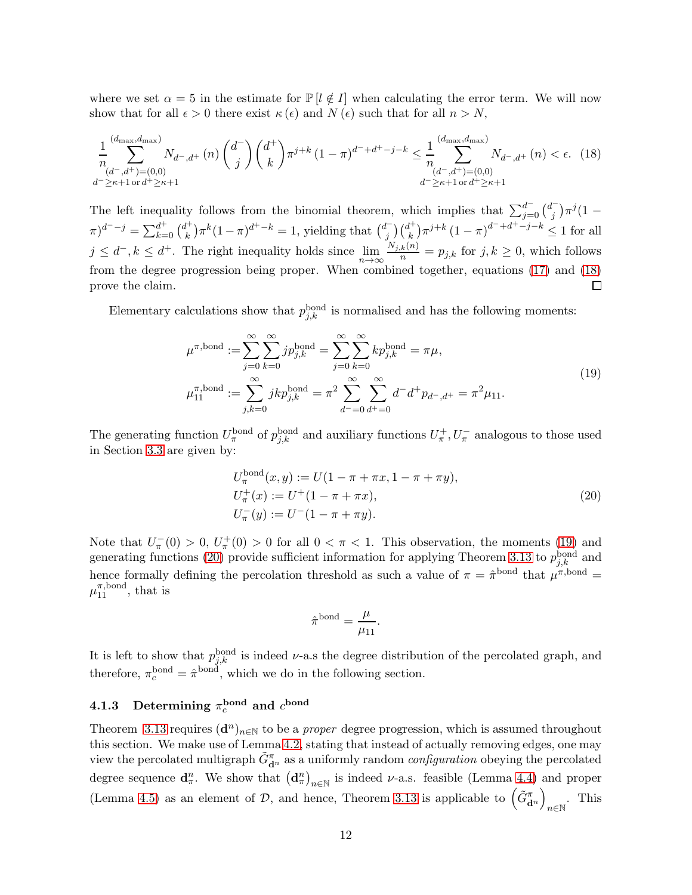where we set $\alpha = 5$ in the estimate for $\mathbb{P}[l \notin I]$ when calculating the error term. We will now show that for all $\epsilon > 0$ there exist $\kappa(\epsilon)$ and $N(\epsilon)$ such that for all $n > N$,

$$\frac{1}{n}\sum_{\substack{(d^-,d^+)=(0,0)\\ d^-\geq\kappa+1 \,\text{or}\, d^+\geq\kappa+1}}^{(d_{\max},d_{\max})} N_{d^-,d^+}(n)\binom{d^-}{j}\binom{d^+}{k}\pi^{j+k}(1-\pi)^{d^-+d^+-j-k} \leq \frac{1}{n}\sum_{\substack{(d^-,d^+)=(0,0)\\ d^-\geq\kappa+1 \,\text{or}\, d^+\geq\kappa+1}}^{(d_{\max},d_{\max})} N_{d^-,d^+}(n) < \epsilon. \quad (18)$$

The left inequality follows from the binomial theorem, which implies that $\sum_{j=0}^{d^-}\binom{d^-}{j}\pi^j(1-\pi)^{d^--j} = \sum_{k=0}^{d^+}\binom{d^+}{k}\pi^k(1-\pi)^{d^+-k} = 1$, yielding that $\binom{d^-}{j}\binom{d^+}{k}\pi^{j+k}(1-\pi)^{d^-+d^+-j-k} \leq 1$ for all $j \leq d^-, k \leq d^+$. The right inequality holds since $\lim_{n\to\infty}\frac{N_{j,k}(n)}{n} = p_{j,k}$ for $j,k \geq 0$, which follows from the degree progression being proper. When combined together, equations (17) and (18) prove the claim. □

Elementary calculations show that $p_{j,k}^{\text{bond}}$ is normalised and has the following moments:

$$\begin{aligned}
\mu^{\pi,\text{bond}} &:= \sum_{j=0}^{\infty}\sum_{k=0}^{\infty} j p_{j,k}^{\text{bond}} = \sum_{j=0}^{\infty}\sum_{k=0}^{\infty} k p_{j,k}^{\text{bond}} = \pi\mu,\\
\mu_{11}^{\pi,\text{bond}} &:= \sum_{j,k=0}^{\infty} jk p_{j,k}^{\text{bond}} = \pi^2\sum_{d^-=0}^{\infty}\sum_{d^+=0}^{\infty} d^-d^+p_{d^-,d^+} = \pi^2\mu_{11}.
\end{aligned} \quad (19)$$

The generating function $U_\pi^{\text{bond}}$ of $p_{j,k}^{\text{bond}}$ and auxiliary functions $U_\pi^+, U_\pi^-$ analogous to those used in Section 3.3 are given by:

$$\begin{aligned}
U_\pi^{\text{bond}}(x,y) &:= U(1-\pi+\pi x, 1-\pi+\pi y),\\
U_\pi^+(x) &:= U^+(1-\pi+\pi x),\\
U_\pi^-(y) &:= U^-(1-\pi+\pi y).
\end{aligned} \quad (20)$$

Note that $U_\pi^-(0) > 0$, $U_\pi^+(0) > 0$ for all $0 < \pi < 1$. This observation, the moments (19) and generating functions (20) provide sufficient information for applying Theorem 3.13 to $p_{j,k}^{\text{bond}}$ and hence formally defining the percolation threshold as such a value of $\pi = \hat{\pi}^{\text{bond}}$ that $\mu^{\pi,\text{bond}} = \mu_{11}^{\pi,\text{bond}}$, that is

$$\hat{\pi}^{\text{bond}} = \frac{\mu}{\mu_{11}}.$$

It is left to show that $p_{j,k}^{\text{bond}}$ is indeed $\nu$-a.s the degree distribution of the percolated graph, and therefore, $\pi_c^{\text{bond}} = \hat{\pi}^{\text{bond}}$, which we do in the following section.

### 4.1.3 Determining $\pi_c^{\text{bond}}$ and $c^{\text{bond}}$

Theorem 3.13 requires $(\mathbf{d}^n)_{n\in\mathbb{N}}$ to be a *proper* degree progression, which is assumed throughout this section. We make use of Lemma 4.2, stating that instead of actually removing edges, one may view the percolated multigraph $\tilde{G}_{\mathbf{d}^n}^\pi$ as a uniformly random *configuration* obeying the percolated degree sequence $\mathbf{d}_\pi^n$. We show that $\left(\mathbf{d}_\pi^n\right)_{n\in\mathbb{N}}$ is indeed $\nu$-a.s. feasible (Lemma 4.4) and proper (Lemma 4.5) as an element of $\mathcal{D}$, and hence, Theorem 3.13 is applicable to $\left(\tilde{G}_{\mathbf{d}^n}^\pi\right)_{n\in\mathbb{N}}$. This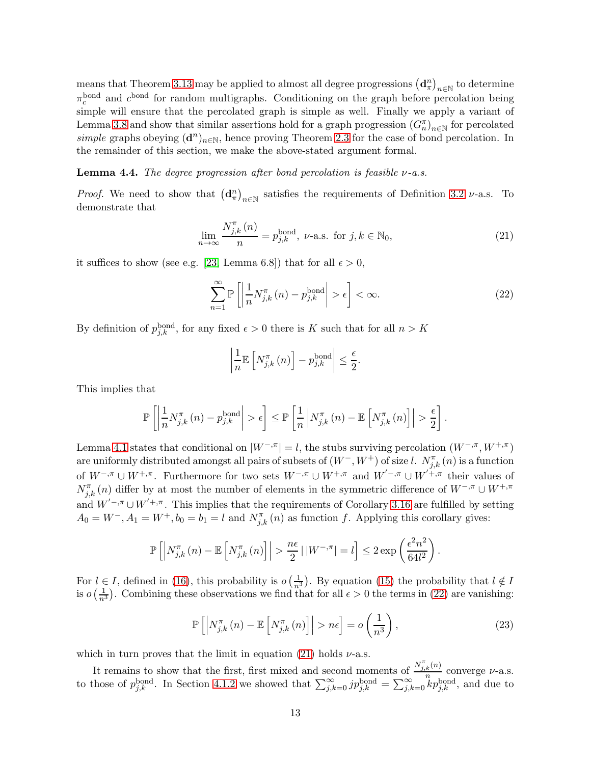means that Theorem 3.13 may be applied to almost all degree progressions $\left(\mathbf{d}_\pi^n\right)_{n\in\mathbb{N}}$ to determine $\pi_c^{\text{bond}}$ and $c^{\text{bond}}$ for random multigraphs. Conditioning on the graph before percolation being simple will ensure that the percolated graph is simple as well. Finally we apply a variant of Lemma 3.8 and show that similar assertions hold for a graph progression $(G_n^\pi)_{n\in\mathbb{N}}$ for percolated *simple* graphs obeying $(\mathbf{d}^n)_{n\in\mathbb{N}}$, hence proving Theorem 2.3 for the case of bond percolation. In the remainder of this section, we make the above-stated argument formal.

**Lemma 4.4.** *The degree progression after bond percolation is feasible $\nu$-a.s.*

*Proof.* We need to show that $\left(\mathbf{d}_\pi^n\right)_{n\in\mathbb{N}}$ satisfies the requirements of Definition 3.2 $\nu$-a.s. To demonstrate that

$$\lim_{n\to\infty} \frac{N_{j,k}^\pi(n)}{n} = p_{j,k}^{\text{bond}},\ \nu\text{-a.s. for } j,k\in\mathbb{N}_0, \tag{21}$$

it suffices to show (see e.g. [23, Lemma 6.8]) that for all $\epsilon > 0$,

$$\sum_{n=1}^{\infty} \mathbb{P}\left[\left|\frac{1}{n}N_{j,k}^\pi(n) - p_{j,k}^{\text{bond}}\right| > \epsilon\right] < \infty. \tag{22}$$

By definition of $p_{j,k}^{\text{bond}}$, for any fixed $\epsilon > 0$ there is $K$ such that for all $n > K$

$$\left|\frac{1}{n}\mathbb{E}\left[N_{j,k}^\pi(n)\right] - p_{j,k}^{\text{bond}}\right| \le \frac{\epsilon}{2}.$$

This implies that

$$\mathbb{P}\left[\left|\frac{1}{n}N_{j,k}^\pi(n) - p_{j,k}^{\text{bond}}\right| > \epsilon\right] \le \mathbb{P}\left[\frac{1}{n}\left|N_{j,k}^\pi(n) - \mathbb{E}\left[N_{j,k}^\pi(n)\right]\right| > \frac{\epsilon}{2}\right].$$

Lemma 4.1 states that conditional on $|W^{-,\pi}| = l$, the stubs surviving percolation $(W^{-,\pi}, W^{+,\pi})$ are uniformly distributed amongst all pairs of subsets of $(W^-, W^+)$ of size $l$. $N_{j,k}^\pi(n)$ is a function of $W^{-,\pi}\cup W^{+,\pi}$. Furthermore for two sets $W^{-,\pi}\cup W^{+,\pi}$ and $W'^{-,\pi}\cup W'^{+,\pi}$ their values of $N_{j,k}^\pi(n)$ differ by at most the number of elements in the symmetric difference of $W^{-,\pi}\cup W^{+,\pi}$ and $W'^{-,\pi}\cup W'^{+,\pi}$. This implies that the requirements of Corollary 3.16 are fulfilled by setting $A_0 = W^-, A_1 = W^+, b_0 = b_1 = l$ and $N_{j,k}^\pi(n)$ as function $f$. Applying this corollary gives:

$$\mathbb{P}\left[\left|N_{j,k}^\pi(n) - \mathbb{E}\left[N_{j,k}^\pi(n)\right]\right| > \frac{n\epsilon}{2} \mid |W^{-,\pi}| = l\right] \le 2\exp\left(\frac{\epsilon^2 n^2}{64 l^2}\right).$$

For $l\in I$, defined in (16), this probability is $o\left(\frac{1}{n^3}\right)$. By equation (15) the probability that $l\notin I$ is $o\left(\frac{1}{n^3}\right)$. Combining these observations we find that for all $\epsilon > 0$ the terms in (22) are vanishing:

$$\mathbb{P}\left[\left|N_{j,k}^\pi(n) - \mathbb{E}\left[N_{j,k}^\pi(n)\right]\right| > n\epsilon\right] = o\left(\frac{1}{n^3}\right), \tag{23}$$

which in turn proves that the limit in equation (21) holds $\nu$-a.s.

It remains to show that the first, first mixed and second moments of $\frac{N_{j,k}^\pi(n)}{n}$ converge $\nu$-a.s. to those of $p_{j,k}^{\text{bond}}$. In Section 4.1.2 we showed that $\sum_{j,k=0}^\infty j p_{j,k}^{\text{bond}} = \sum_{j,k=0}^\infty k p_{j,k}^{\text{bond}}$, and due to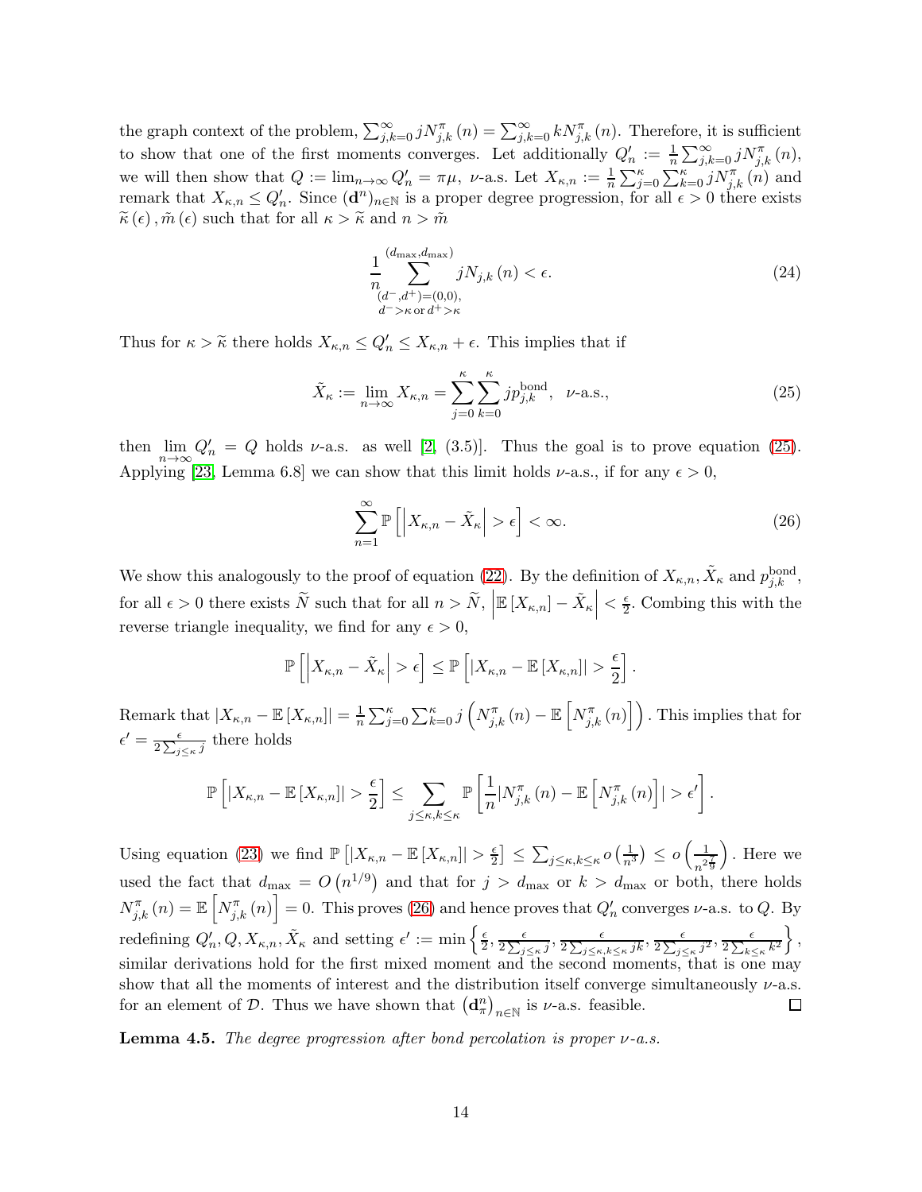the graph context of the problem, $\sum_{j,k=0}^{\infty} jN_{j,k}^{\pi}(n) = \sum_{j,k=0}^{\infty} kN_{j,k}^{\pi}(n)$. Therefore, it is sufficient to show that one of the first moments converges. Let additionally $Q'_n := \frac{1}{n}\sum_{j,k=0}^{\infty} jN_{j,k}^{\pi}(n)$, we will then show that $Q := \lim_{n\to\infty} Q'_n = \pi\mu$, $\nu$-a.s. Let $X_{\kappa,n} := \frac{1}{n}\sum_{j=0}^{\kappa}\sum_{k=0}^{\kappa} jN_{j,k}^{\pi}(n)$ and remark that $X_{\kappa,n} \le Q'_n$. Since $(\mathbf{d}^n)_{n\in\mathbb{N}}$ is a proper degree progression, for all $\epsilon > 0$ there exists $\widetilde{\kappa}(\epsilon), \tilde{m}(\epsilon)$ such that for all $\kappa > \widetilde{\kappa}$ and $n > \tilde{m}$

$$\frac{1}{n}\sum_{\substack{(d^-,d^+)=(0,0),\\ d^->\kappa \,\text{or}\, d^+>\kappa}}^{(d_{\max},d_{\max})} jN_{j,k}(n) < \epsilon. \tag{24}$$

Thus for $\kappa > \widetilde{\kappa}$ there holds $X_{\kappa,n} \le Q'_n \le X_{\kappa,n} + \epsilon$. This implies that if

$$\tilde{X}_\kappa := \lim_{n\to\infty} X_{\kappa,n} = \sum_{j=0}^{\kappa}\sum_{k=0}^{\kappa} jp_{j,k}^{\text{bond}}, \quad \nu\text{-a.s.}, \tag{25}$$

then $\lim_{n\to\infty} Q'_n = Q$ holds $\nu$-a.s. as well [2, (3.5)]. Thus the goal is to prove equation (25). Applying [23, Lemma 6.8] we can show that this limit holds $\nu$-a.s., if for any $\epsilon > 0$,

$$\sum_{n=1}^{\infty} \mathbb{P}\left[\left|X_{\kappa,n} - \tilde{X}_\kappa\right| > \epsilon\right] < \infty. \tag{26}$$

We show this analogously to the proof of equation (22). By the definition of $X_{\kappa,n}, \tilde{X}_\kappa$ and $p_{j,k}^{\text{bond}}$, for all $\epsilon > 0$ there exists $\widetilde{N}$ such that for all $n > \widetilde{N}$, $\left|\mathbb{E}\left[X_{\kappa,n}\right] - \tilde{X}_\kappa\right| < \frac{\epsilon}{2}$. Combing this with the reverse triangle inequality, we find for any $\epsilon > 0$,

$$\mathbb{P}\left[\left|X_{\kappa,n} - \tilde{X}_\kappa\right| > \epsilon\right] \le \mathbb{P}\left[\left|X_{\kappa,n} - \mathbb{E}\left[X_{\kappa,n}\right]\right| > \frac{\epsilon}{2}\right].$$

Remark that $\left|X_{\kappa,n} - \mathbb{E}\left[X_{\kappa,n}\right]\right| = \frac{1}{n}\sum_{j=0}^{\kappa}\sum_{k=0}^{\kappa} j\left(N_{j,k}^{\pi}(n) - \mathbb{E}\left[N_{j,k}^{\pi}(n)\right]\right)$. This implies that for $\epsilon' = \frac{\epsilon}{2\sum_{j\le\kappa} j}$ there holds

$$\mathbb{P}\left[\left|X_{\kappa,n} - \mathbb{E}\left[X_{\kappa,n}\right]\right| > \frac{\epsilon}{2}\right] \le \sum_{j\le\kappa,k\le\kappa} \mathbb{P}\left[\frac{1}{n}\left|N_{j,k}^{\pi}(n) - \mathbb{E}\left[N_{j,k}^{\pi}(n)\right]\right| > \epsilon'\right].$$

Using equation (23) we find $\mathbb{P}\left[\left|X_{\kappa,n} - \mathbb{E}\left[X_{\kappa,n}\right]\right| > \frac{\epsilon}{2}\right] \le \sum_{j\le\kappa,k\le\kappa} o\left(\frac{1}{n^3}\right) \le o\left(\frac{1}{n^{2\frac{7}{9}}}\right)$. Here we used the fact that $d_{\max} = O\left(n^{1/9}\right)$ and that for $j > d_{\max}$ or $k > d_{\max}$ or both, there holds $N_{j,k}^{\pi}(n) = \mathbb{E}\left[N_{j,k}^{\pi}(n)\right] = 0$. This proves (26) and hence proves that $Q'_n$ converges $\nu$-a.s. to $Q$. By redefining $Q'_n, Q, X_{\kappa,n}, \tilde{X}_\kappa$ and setting $\epsilon' := \min\left\{\frac{\epsilon}{2}, \frac{\epsilon}{2\sum_{j\le\kappa} j}, \frac{\epsilon}{2\sum_{j\le\kappa,k\le\kappa} jk}, \frac{\epsilon}{2\sum_{j\le\kappa} j^2}, \frac{\epsilon}{2\sum_{k\le\kappa} k^2}\right\}$, similar derivations hold for the first mixed moment and the second moments, that is one may show that all the moments of interest and the distribution itself converge simultaneously $\nu$-a.s. for an element of $\mathcal{D}$. Thus we have shown that $\left(\mathbf{d}_\pi^n\right)_{n\in\mathbb{N}}$ is $\nu$-a.s. feasible. $\square$

**Lemma 4.5.** *The degree progression after bond percolation is proper $\nu$-a.s.*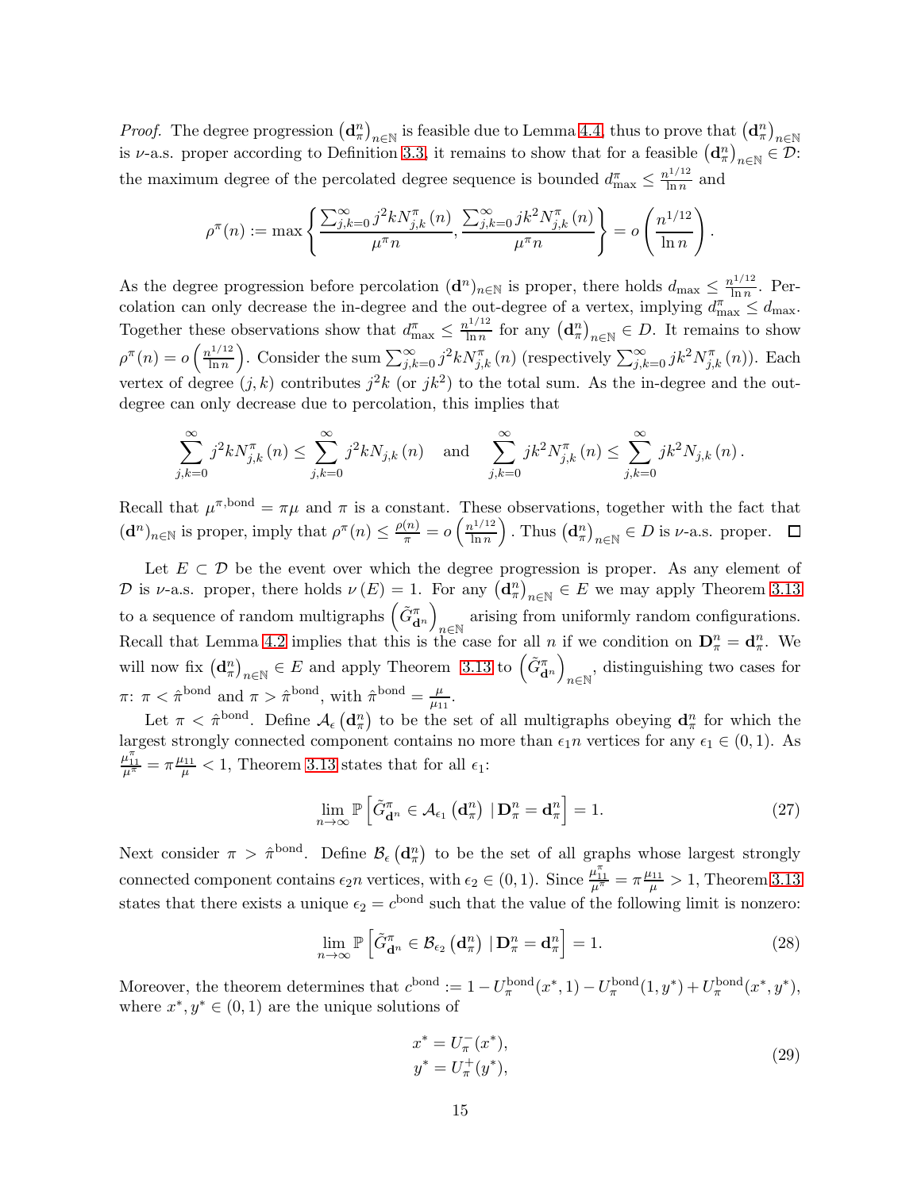*Proof.* The degree progression $\left(\mathbf{d}_\pi^n\right)_{n\in\mathbb{N}}$ is feasible due to Lemma 4.4, thus to prove that $\left(\mathbf{d}_\pi^n\right)_{n\in\mathbb{N}}$ is $\nu$-a.s. proper according to Definition 3.3, it remains to show that for a feasible $\left(\mathbf{d}_\pi^n\right)_{n\in\mathbb{N}} \in \mathcal{D}$: the maximum degree of the percolated degree sequence is bounded $d_{\max}^\pi \leq \frac{n^{1/12}}{\ln n}$ and

$$\rho^\pi(n) := \max\left\{\frac{\sum_{j,k=0}^\infty j^2 k N_{j,k}^\pi(n)}{\mu^\pi n}, \frac{\sum_{j,k=0}^\infty j k^2 N_{j,k}^\pi(n)}{\mu^\pi n}\right\} = o\left(\frac{n^{1/12}}{\ln n}\right).$$

As the degree progression before percolation $(\mathbf{d}^n)_{n\in\mathbb{N}}$ is proper, there holds $d_{\max} \leq \frac{n^{1/12}}{\ln n}$. Percolation can only decrease the in-degree and the out-degree of a vertex, implying $d_{\max}^\pi \leq d_{\max}$. Together these observations show that $d_{\max}^\pi \leq \frac{n^{1/12}}{\ln n}$ for any $\left(\mathbf{d}_\pi^n\right)_{n\in\mathbb{N}} \in D$. It remains to show $\rho^\pi(n) = o\left(\frac{n^{1/12}}{\ln n}\right)$. Consider the sum $\sum_{j,k=0}^\infty j^2 k N_{j,k}^\pi(n)$ (respectively $\sum_{j,k=0}^\infty j k^2 N_{j,k}^\pi(n)$). Each vertex of degree $(j,k)$ contributes $j^2 k$ (or $jk^2$) to the total sum. As the in-degree and the out-degree can only decrease due to percolation, this implies that

$$\sum_{j,k=0}^\infty j^2 k N_{j,k}^\pi(n) \leq \sum_{j,k=0}^\infty j^2 k N_{j,k}(n) \quad \text{and} \quad \sum_{j,k=0}^\infty j k^2 N_{j,k}^\pi(n) \leq \sum_{j,k=0}^\infty j k^2 N_{j,k}(n).$$

Recall that $\mu^{\pi,\text{bond}} = \pi\mu$ and $\pi$ is a constant. These observations, together with the fact that $(\mathbf{d}^n)_{n\in\mathbb{N}}$ is proper, imply that $\rho^\pi(n) \leq \frac{\rho(n)}{\pi} = o\left(\frac{n^{1/12}}{\ln n}\right)$. Thus $\left(\mathbf{d}_\pi^n\right)_{n\in\mathbb{N}} \in D$ is $\nu$-a.s. proper. $\square$

Let $E \subset \mathcal{D}$ be the event over which the degree progression is proper. As any element of $\mathcal{D}$ is $\nu$-a.s. proper, there holds $\nu(E) = 1$. For any $\left(\mathbf{d}_\pi^n\right)_{n\in\mathbb{N}} \in E$ we may apply Theorem 3.13 to a sequence of random multigraphs $\left(\tilde{G}_{\mathbf{d}^n}^\pi\right)_{n\in\mathbb{N}}$ arising from uniformly random configurations. Recall that Lemma 4.2 implies that this is the case for all $n$ if we condition on $\mathbf{D}_\pi^n = \mathbf{d}_\pi^n$. We will now fix $\left(\mathbf{d}_\pi^n\right)_{n\in\mathbb{N}} \in E$ and apply Theorem 3.13 to $\left(\tilde{G}_{\mathbf{d}^n}^\pi\right)_{n\in\mathbb{N}}$, distinguishing two cases for $\pi$: $\pi < \hat{\pi}^{\text{bond}}$ and $\pi > \hat{\pi}^{\text{bond}}$, with $\hat{\pi}^{\text{bond}} = \frac{\mu}{\mu_{11}}$.

Let $\pi < \hat{\pi}^{\text{bond}}$. Define $\mathcal{A}_\epsilon\left(\mathbf{d}_\pi^n\right)$ to be the set of all multigraphs obeying $\mathbf{d}_\pi^n$ for which the largest strongly connected component contains no more than $\epsilon_1 n$ vertices for any $\epsilon_1 \in (0,1)$. As $\frac{\mu_{11}^\pi}{\mu^\pi} = \pi\frac{\mu_{11}}{\mu} < 1$, Theorem 3.13 states that for all $\epsilon_1$:

$$\lim_{n\to\infty} \mathbb{P}\left[\tilde{G}_{\mathbf{d}^n}^\pi \in \mathcal{A}_{\epsilon_1}\left(\mathbf{d}_\pi^n\right) \mid \mathbf{D}_\pi^n = \mathbf{d}_\pi^n\right] = 1. \tag{27}$$

Next consider $\pi > \hat{\pi}^{\text{bond}}$. Define $\mathcal{B}_\epsilon\left(\mathbf{d}_\pi^n\right)$ to be the set of all graphs whose largest strongly connected component contains $\epsilon_2 n$ vertices, with $\epsilon_2 \in (0,1)$. Since $\frac{\mu_{11}^\pi}{\mu^\pi} = \pi\frac{\mu_{11}}{\mu} > 1$, Theorem 3.13 states that there exists a unique $\epsilon_2 = c^{\text{bond}}$ such that the value of the following limit is nonzero:

$$\lim_{n\to\infty} \mathbb{P}\left[\tilde{G}_{\mathbf{d}^n}^\pi \in \mathcal{B}_{\epsilon_2}\left(\mathbf{d}_\pi^n\right) \mid \mathbf{D}_\pi^n = \mathbf{d}_\pi^n\right] = 1. \tag{28}$$

Moreover, the theorem determines that $c^{\text{bond}} := 1 - U_\pi^{\text{bond}}(x^*, 1) - U_\pi^{\text{bond}}(1, y^*) + U_\pi^{\text{bond}}(x^*, y^*)$, where $x^*, y^* \in (0,1)$ are the unique solutions of

$$\begin{aligned} x^* &= U_\pi^-(x^*), \\ y^* &= U_\pi^+(y^*), \end{aligned} \tag{29}$$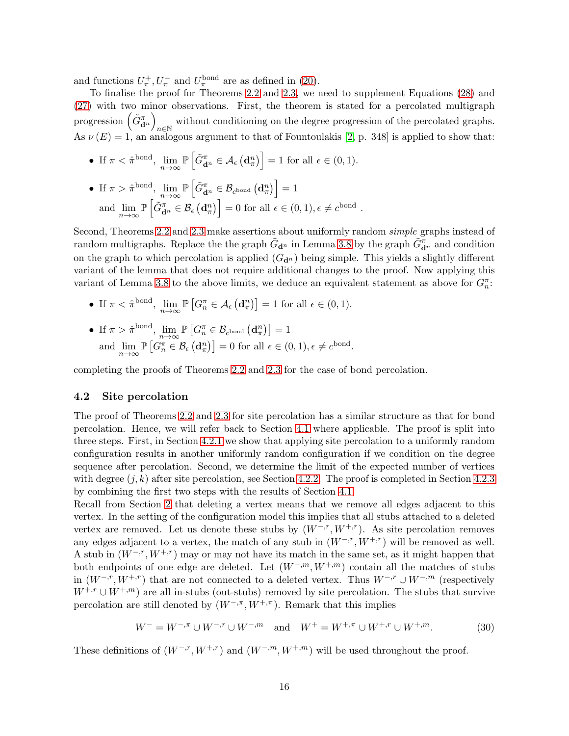and functions $U_\pi^+, U_\pi^-$ and $U_\pi^{\text{bond}}$ are as defined in (20).

To finalise the proof for Theorems 2.2 and 2.3, we need to supplement Equations (28) and (27) with two minor observations. First, the theorem is stated for a percolated multigraph progression $\left(\tilde{G}^\pi_{\mathbf{d}^n}\right)_{n\in\mathbb{N}}$ without conditioning on the degree progression of the percolated graphs. As $\nu(E) = 1$, an analogous argument to that of Fountoulakis [2, p. 348] is applied to show that:

- If $\pi < \hat{\pi}^{\text{bond}}$, $\lim_{n\to\infty} \mathbb{P}\left[\tilde{G}^\pi_{\mathbf{d}^n} \in \mathcal{A}_\epsilon\left(\mathbf{d}^n_\pi\right)\right] = 1$ for all $\epsilon \in (0,1)$.
- If $\pi > \hat{\pi}^{\text{bond}}$, $\lim_{n\to\infty} \mathbb{P}\left[\tilde{G}^\pi_{\mathbf{d}^n} \in \mathcal{B}_{c^{\text{bond}}}\left(\mathbf{d}^n_\pi\right)\right] = 1$
  and $\lim_{n\to\infty} \mathbb{P}\left[\tilde{G}^\pi_{\mathbf{d}^n} \in \mathcal{B}_\epsilon\left(\mathbf{d}^n_\pi\right)\right] = 0$ for all $\epsilon \in (0,1), \epsilon \neq c^{\text{bond}}$ .

Second, Theorems 2.2 and 2.3 make assertions about uniformly random *simple* graphs instead of random multigraphs. Replace the the graph $\tilde{G}_{\mathbf{d}^n}$ in Lemma 3.8 by the graph $\tilde{G}^\pi_{\mathbf{d}^n}$ and condition on the graph to which percolation is applied ($G_{\mathbf{d}^n}$) being simple. This yields a slightly different variant of the lemma that does not require additional changes to the proof. Now applying this variant of Lemma 3.8 to the above limits, we deduce an equivalent statement as above for $G^\pi_n$:

- If $\pi < \hat{\pi}^{\text{bond}}$, $\lim_{n\to\infty} \mathbb{P}\left[G^\pi_n \in \mathcal{A}_\epsilon\left(\mathbf{d}^n_\pi\right)\right] = 1$ for all $\epsilon \in (0,1)$.
- If $\pi > \hat{\pi}^{\text{bond}}$, $\lim_{n\to\infty} \mathbb{P}\left[G^\pi_n \in \mathcal{B}_{c^{\text{bond}}}\left(\mathbf{d}^n_\pi\right)\right] = 1$
  and $\lim_{n\to\infty} \mathbb{P}\left[G^\pi_n \in \mathcal{B}_\epsilon\left(\mathbf{d}^n_\pi\right)\right] = 0$ for all $\epsilon \in (0,1), \epsilon \neq c^{\text{bond}}$.

completing the proofs of Theorems 2.2 and 2.3 for the case of bond percolation.

### 4.2 Site percolation

The proof of Theorems 2.2 and 2.3 for site percolation has a similar structure as that for bond percolation. Hence, we will refer back to Section 4.1 where applicable. The proof is split into three steps. First, in Section 4.2.1 we show that applying site percolation to a uniformly random configuration results in another uniformly random configuration if we condition on the degree sequence after percolation. Second, we determine the limit of the expected number of vertices with degree $(j,k)$ after site percolation, see Section 4.2.2. The proof is completed in Section 4.2.3 by combining the first two steps with the results of Section 4.1.

Recall from Section 2 that deleting a vertex means that we remove all edges adjacent to this vertex. In the setting of the configuration model this implies that all stubs attached to a deleted vertex are removed. Let us denote these stubs by $(W^{-,r}, W^{+,r})$. As site percolation removes any edges adjacent to a vertex, the match of any stub in $(W^{-,r}, W^{+,r})$ will be removed as well. A stub in $(W^{-,r}, W^{+,r})$ may or may not have its match in the same set, as it might happen that both endpoints of one edge are deleted. Let $(W^{-,m}, W^{+,m})$ contain all the matches of stubs in $(W^{-,r}, W^{+,r})$ that are not connected to a deleted vertex. Thus $W^{-,r} \cup W^{-,m}$ (respectively $W^{+,r} \cup W^{+,m}$) are all in-stubs (out-stubs) removed by site percolation. The stubs that survive percolation are still denoted by $(W^{-,\pi}, W^{+,\pi})$. Remark that this implies

$$W^- = W^{-,\pi} \cup W^{-,r} \cup W^{-,m} \quad \text{and} \quad W^+ = W^{+,\pi} \cup W^{+,r} \cup W^{+,m}. \tag{30}$$

These definitions of $(W^{-,r}, W^{+,r})$ and $(W^{-,m}, W^{+,m})$ will be used throughout the proof.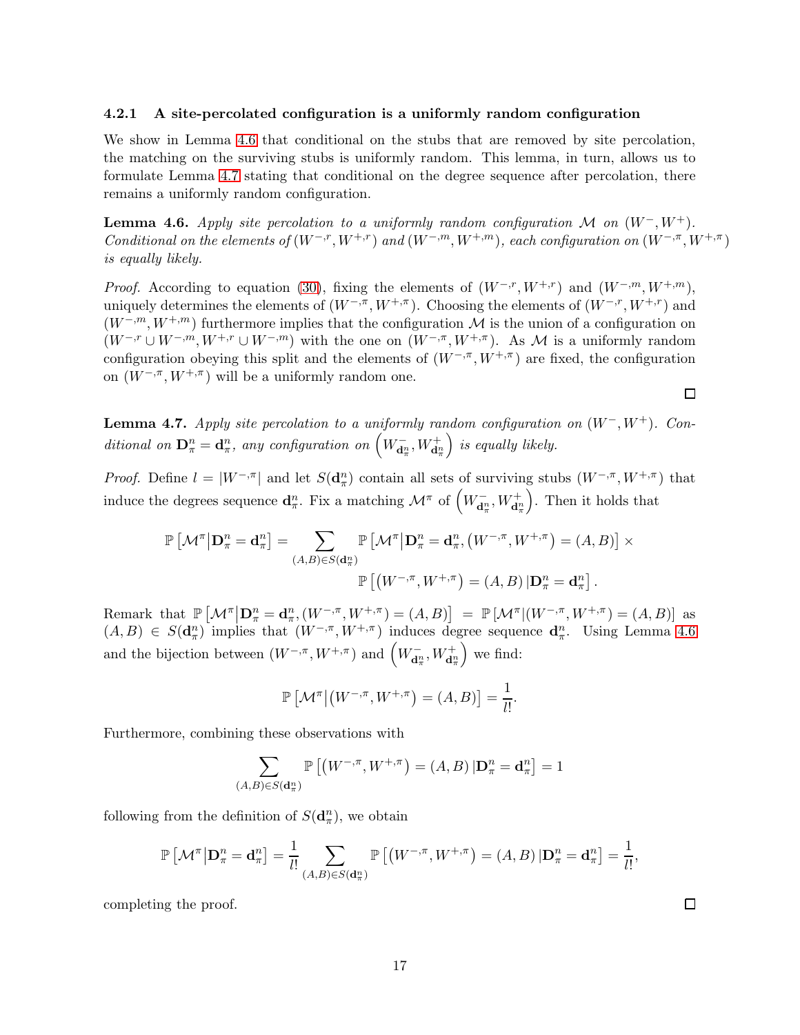### 4.2.1 A site-percolated configuration is a uniformly random configuration

We show in Lemma 4.6 that conditional on the stubs that are removed by site percolation, the matching on the surviving stubs is uniformly random. This lemma, in turn, allows us to formulate Lemma 4.7 stating that conditional on the degree sequence after percolation, there remains a uniformly random configuration.

**Lemma 4.6.** *Apply site percolation to a uniformly random configuration $\mathcal{M}$ on $(W^-, W^+)$. Conditional on the elements of $(W^{-,r}, W^{+,r})$ and $(W^{-,m}, W^{+,m})$, each configuration on $(W^{-,\pi}, W^{+,\pi})$ is equally likely.*

*Proof.* According to equation (30), fixing the elements of $(W^{-,r}, W^{+,r})$ and $(W^{-,m}, W^{+,m})$, uniquely determines the elements of $(W^{-,\pi}, W^{+,\pi})$. Choosing the elements of $(W^{-,r}, W^{+,r})$ and $(W^{-,m}, W^{+,m})$ furthermore implies that the configuration $\mathcal{M}$ is the union of a configuration on $(W^{-,r} \cup W^{-,m}, W^{+,r} \cup W^{-,m})$ with the one on $(W^{-,\pi}, W^{+,\pi})$. As $\mathcal{M}$ is a uniformly random configuration obeying this split and the elements of $(W^{-,\pi}, W^{+,\pi})$ are fixed, the configuration on $(W^{-,\pi}, W^{+,\pi})$ will be a uniformly random one. □

**Lemma 4.7.** *Apply site percolation to a uniformly random configuration on $(W^-, W^+)$. Conditional on $\mathbf{D}^n_\pi = \mathbf{d}^n_\pi$, any configuration on $\left(W^-_{\mathbf{d}^n_\pi}, W^+_{\mathbf{d}^n_\pi}\right)$ is equally likely.*

*Proof.* Define $l = |W^{-,\pi}|$ and let $S(\mathbf{d}^n_\pi)$ contain all sets of surviving stubs $(W^{-,\pi}, W^{+,\pi})$ that induce the degrees sequence $\mathbf{d}^n_\pi$. Fix a matching $\mathcal{M}^\pi$ of $\left(W^-_{\mathbf{d}^n_\pi}, W^+_{\mathbf{d}^n_\pi}\right)$. Then it holds that

$$\mathbb{P}\left[\mathcal{M}^\pi \middle| \mathbf{D}^n_\pi = \mathbf{d}^n_\pi\right] = \sum_{(A,B)\in S(\mathbf{d}^n_\pi)} \mathbb{P}\left[\mathcal{M}^\pi \middle| \mathbf{D}^n_\pi = \mathbf{d}^n_\pi, \left(W^{-,\pi}, W^{+,\pi}\right) = (A,B)\right] \times \mathbb{P}\left[\left(W^{-,\pi}, W^{+,\pi}\right) = (A,B) \middle| \mathbf{D}^n_\pi = \mathbf{d}^n_\pi\right].$$

Remark that $\mathbb{P}\left[\mathcal{M}^\pi \middle| \mathbf{D}^n_\pi = \mathbf{d}^n_\pi, (W^{-,\pi}, W^{+,\pi}) = (A,B)\right] = \mathbb{P}\left[\mathcal{M}^\pi | (W^{-,\pi}, W^{+,\pi}) = (A,B)\right]$ as $(A,B) \in S(\mathbf{d}^n_\pi)$ implies that $(W^{-,\pi}, W^{+,\pi})$ induces degree sequence $\mathbf{d}^n_\pi$. Using Lemma 4.6 and the bijection between $(W^{-,\pi}, W^{+,\pi})$ and $\left(W^-_{\mathbf{d}^n_\pi}, W^+_{\mathbf{d}^n_\pi}\right)$ we find:

$$\mathbb{P}\left[\mathcal{M}^\pi \middle| \left(W^{-,\pi}, W^{+,\pi}\right) = (A,B)\right] = \frac{1}{l!}.$$

Furthermore, combining these observations with

$$\sum_{(A,B)\in S(\mathbf{d}^n_\pi)} \mathbb{P}\left[\left(W^{-,\pi}, W^{+,\pi}\right) = (A,B) \middle| \mathbf{D}^n_\pi = \mathbf{d}^n_\pi\right] = 1$$

following from the definition of $S(\mathbf{d}^n_\pi)$, we obtain

$$\mathbb{P}\left[\mathcal{M}^\pi \middle| \mathbf{D}^n_\pi = \mathbf{d}^n_\pi\right] = \frac{1}{l!} \sum_{(A,B)\in S(\mathbf{d}^n_\pi)} \mathbb{P}\left[\left(W^{-,\pi}, W^{+,\pi}\right) = (A,B) \middle| \mathbf{D}^n_\pi = \mathbf{d}^n_\pi\right] = \frac{1}{l!},$$

completing the proof. □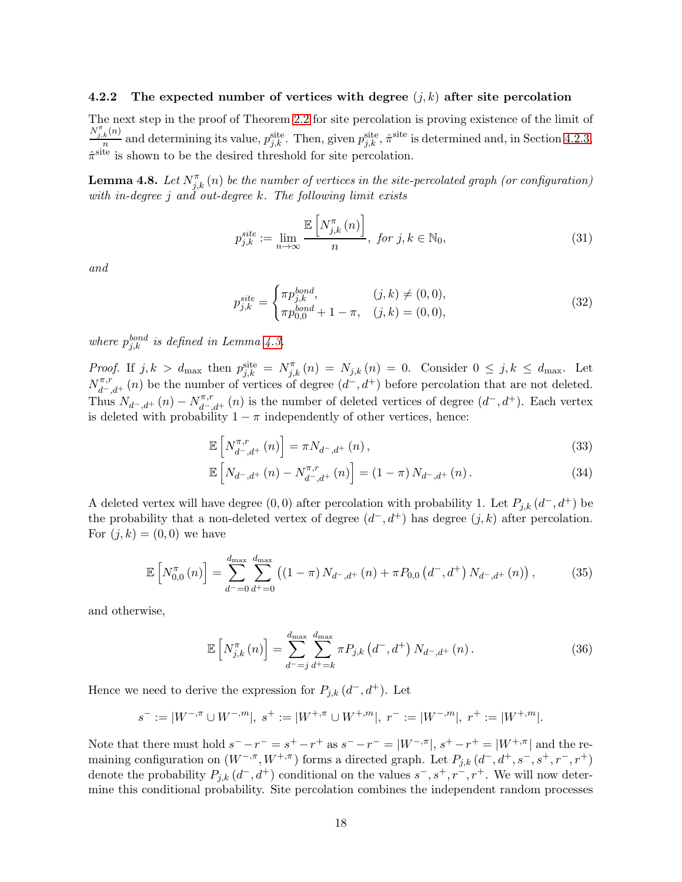### 4.2.2 The expected number of vertices with degree $(j,k)$ after site percolation

The next step in the proof of Theorem 2.2 for site percolation is proving existence of the limit of $\frac{N^{\pi,r}_{j,k}(n)}{n}$ and determining its value, $p^{\text{site}}_{j,k}$. Then, given $p^{\text{site}}_{j,k}$, $\hat{\pi}^{\text{site}}$ is determined and, in Section 4.2.3, $\hat{\pi}^{\text{site}}$ is shown to be the desired threshold for site percolation.

**Lemma 4.8.** *Let $N^{\pi}_{j,k}(n)$ be the number of vertices in the site-percolated graph (or configuration) with in-degree $j$ and out-degree $k$. The following limit exists*

$$p^{site}_{j,k} := \lim_{n\to\infty} \frac{\mathbb{E}\left[N^{\pi}_{j,k}(n)\right]}{n}, \text{ for } j,k \in \mathbb{N}_0, \tag{31}$$

*and*

$$p^{site}_{j,k} = \begin{cases} \pi p^{bond}_{j,k}, & (j,k) \neq (0,0), \\ \pi p^{bond}_{0,0} + 1 - \pi, & (j,k) = (0,0), \end{cases} \tag{32}$$

*where $p^{bond}_{j,k}$ is defined in Lemma 4.3.*

*Proof.* If $j,k > d_{\max}$ then $p^{\text{site}}_{j,k} = N^{\pi}_{j,k}(n) = N_{j,k}(n) = 0$. Consider $0 \leq j,k \leq d_{\max}$. Let $N^{\pi,r}_{d^-,d^+}(n)$ be the number of vertices of degree $(d^-,d^+)$ before percolation that are not deleted. Thus $N_{d^-,d^+}(n) - N^{\pi,r}_{d^-,d^+}(n)$ is the number of deleted vertices of degree $(d^-,d^+)$. Each vertex is deleted with probability $1-\pi$ independently of other vertices, hence:

$$\mathbb{E}\left[N^{\pi,r}_{d^-,d^+}(n)\right] = \pi N_{d^-,d^+}(n), \tag{33}$$

$$\mathbb{E}\left[N_{d^-,d^+}(n) - N^{\pi,r}_{d^-,d^+}(n)\right] = (1-\pi) N_{d^-,d^+}(n). \tag{34}$$

A deleted vertex will have degree $(0,0)$ after percolation with probability 1. Let $P_{j,k}(d^-,d^+)$ be the probability that a non-deleted vertex of degree $(d^-,d^+)$ has degree $(j,k)$ after percolation. For $(j,k) = (0,0)$ we have

$$\mathbb{E}\left[N^{\pi}_{0,0}(n)\right] = \sum_{d^-=0}^{d_{\max}} \sum_{d^+=0}^{d_{\max}} \left((1-\pi) N_{d^-,d^+}(n) + \pi P_{0,0}(d^-,d^+) N_{d^-,d^+}(n)\right), \tag{35}$$

and otherwise,

$$\mathbb{E}\left[N^{\pi}_{j,k}(n)\right] = \sum_{d^-=j}^{d_{\max}} \sum_{d^+=k}^{d_{\max}} \pi P_{j,k}(d^-,d^+) N_{d^-,d^+}(n). \tag{36}$$

Hence we need to derive the expression for $P_{j,k}(d^-,d^+)$. Let

$$s^- := |W^{-,\pi} \cup W^{-,m}|,\ s^+ := |W^{+,\pi} \cup W^{+,m}|,\ r^- := |W^{-,m}|,\ r^+ := |W^{+,m}|.$$

Note that there must hold $s^- - r^- = s^+ - r^+$ as $s^- - r^- = |W^{-,\pi}|$, $s^+ - r^+ = |W^{+,\pi}|$ and the remaining configuration on $(W^{-,\pi}, W^{+,\pi})$ forms a directed graph. Let $P_{j,k}(d^-,d^+,s^-,s^+,r^-,r^+)$ denote the probability $P_{j,k}(d^-,d^+)$ conditional on the values $s^-,s^+,r^-,r^+$. We will now determine this conditional probability. Site percolation combines the independent random processes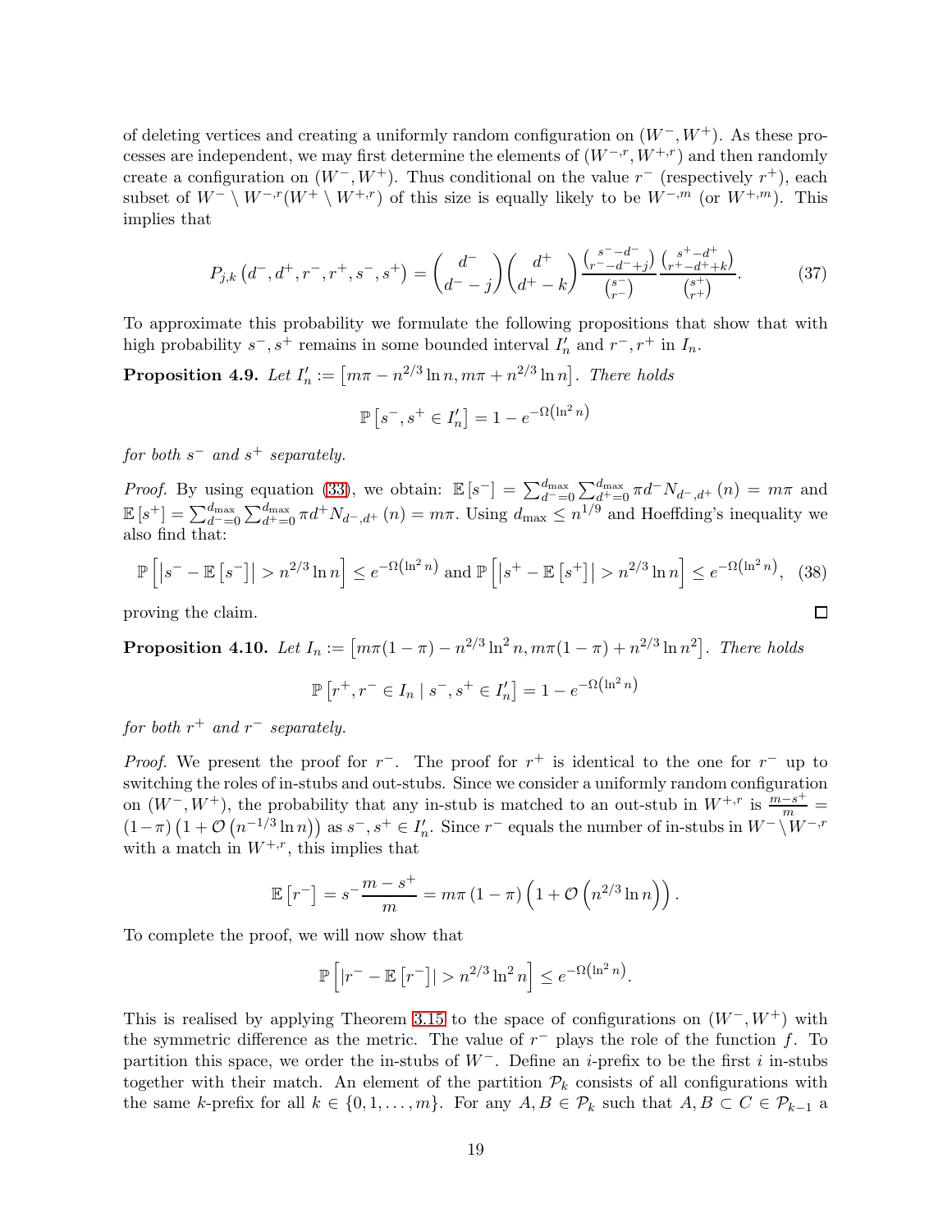of deleting vertices and creating a uniformly random configuration on $(W^-, W^+)$. As these processes are independent, we may first determine the elements of $(W^{-,r}, W^{+,r})$ and then randomly create a configuration on $(W^-, W^+)$. Thus conditional on the value $r^-$ (respectively $r^+$), each subset of $W^- \setminus W^{-,r}(W^+ \setminus W^{+,r})$ of this size is equally likely to be $W^{-,m}$ (or $W^{+,m}$). This implies that

$$P_{j,k}\left(d^-, d^+, r^-, r^+, s^-, s^+\right) = \binom{d^-}{d^- - j}\binom{d^+}{d^+ - k}\frac{\binom{s^- - d^-}{r^- - d^- + j}}{\binom{s^-}{r^-}}\frac{\binom{s^+ - d^+}{r^+ - d^+ + k}}{\binom{s^+}{r^+}}. \tag{37}$$

To approximate this probability we formulate the following propositions that show that with high probability $s^-, s^+$ remains in some bounded interval $I'_n$ and $r^-, r^+$ in $I_n$.

**Proposition 4.9.** *Let* $I'_n := \left[m\pi - n^{2/3}\ln n, m\pi + n^{2/3}\ln n\right]$. *There holds*

$$\mathbb{P}\left[s^-, s^+ \in I'_n\right] = 1 - e^{-\Omega\left(\ln^2 n\right)}$$

*for both* $s^-$ *and* $s^+$ *separately.*

*Proof.* By using equation (33), we obtain: $\mathbb{E}\left[s^-\right] = \sum_{d^-=0}^{d_{\max}}\sum_{d^+=0}^{d_{\max}} \pi d^- N_{d^-,d^+}(n) = m\pi$ and $\mathbb{E}\left[s^+\right] = \sum_{d^-=0}^{d_{\max}}\sum_{d^+=0}^{d_{\max}} \pi d^+ N_{d^-,d^+}(n) = m\pi$. Using $d_{\max} \leq n^{1/9}$ and Hoeffding's inequality we also find that:

$$\mathbb{P}\left[\left|s^- - \mathbb{E}\left[s^-\right]\right| > n^{2/3}\ln n\right] \leq e^{-\Omega\left(\ln^2 n\right)} \text{ and } \mathbb{P}\left[\left|s^+ - \mathbb{E}\left[s^+\right]\right| > n^{2/3}\ln n\right] \leq e^{-\Omega\left(\ln^2 n\right)}, \tag{38}$$

proving the claim. ∎

**Proposition 4.10.** *Let* $I_n := \left[m\pi(1-\pi) - n^{2/3}\ln^2 n, m\pi(1-\pi) + n^{2/3}\ln n^2\right]$. *There holds*

$$\mathbb{P}\left[r^+, r^- \in I_n \mid s^-, s^+ \in I'_n\right] = 1 - e^{-\Omega\left(\ln^2 n\right)}$$

*for both* $r^+$ *and* $r^-$ *separately.*

*Proof.* We present the proof for $r^-$. The proof for $r^+$ is identical to the one for $r^-$ up to switching the roles of in-stubs and out-stubs. Since we consider a uniformly random configuration on $(W^-, W^+)$, the probability that any in-stub is matched to an out-stub in $W^{+,r}$ is $\frac{m-s^+}{m} = (1-\pi)\left(1 + \mathcal{O}\left(n^{-1/3}\ln n\right)\right)$ as $s^-, s^+ \in I'_n$. Since $r^-$ equals the number of in-stubs in $W^- \setminus W^{-,r}$ with a match in $W^{+,r}$, this implies that

$$\mathbb{E}\left[r^-\right] = s^-\frac{m - s^+}{m} = m\pi\left(1-\pi\right)\left(1 + \mathcal{O}\left(n^{2/3}\ln n\right)\right).$$

To complete the proof, we will now show that

$$\mathbb{P}\left[\left|r^- - \mathbb{E}\left[r^-\right]\right| > n^{2/3}\ln^2 n\right] \leq e^{-\Omega\left(\ln^2 n\right)}.$$

This is realised by applying Theorem 3.15 to the space of configurations on $(W^-, W^+)$ with the symmetric difference as the metric. The value of $r^-$ plays the role of the function $f$. To partition this space, we order the in-stubs of $W^-$. Define an $i$-prefix to be the first $i$ in-stubs together with their match. An element of the partition $\mathcal{P}_k$ consists of all configurations with the same $k$-prefix for all $k \in \{0, 1, \dots, m\}$. For any $A, B \in \mathcal{P}_k$ such that $A, B \subset C \in \mathcal{P}_{k-1}$ a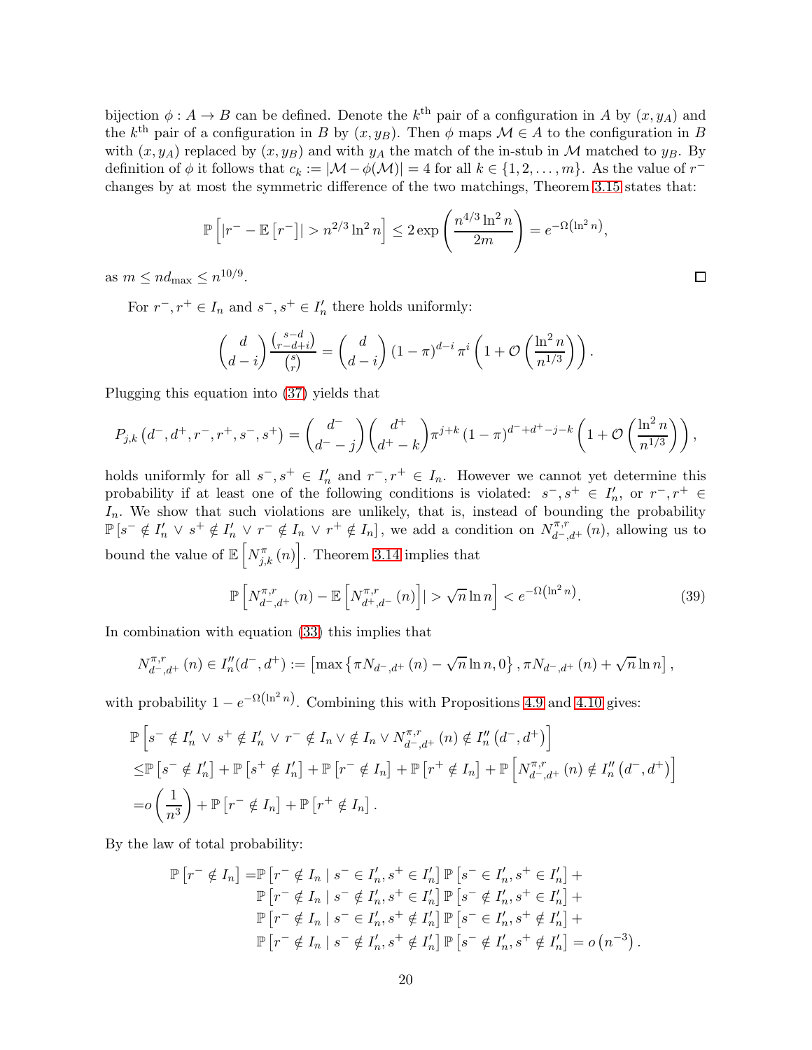bijection $\phi : A \to B$ can be defined. Denote the $k^{\text{th}}$ pair of a configuration in $A$ by $(x, y_A)$ and the $k^{\text{th}}$ pair of a configuration in $B$ by $(x, y_B)$. Then $\phi$ maps $\mathcal{M} \in A$ to the configuration in $B$ with $(x, y_A)$ replaced by $(x, y_B)$ and with $y_A$ the match of the in-stub in $\mathcal{M}$ matched to $y_B$. By definition of $\phi$ it follows that $c_k := |\mathcal{M} - \phi(\mathcal{M})| = 4$ for all $k \in \{1, 2, \ldots, m\}$. As the value of $r^-$ changes by at most the symmetric difference of the two matchings, Theorem 3.15 states that:

$$\mathbb{P}\left[\left|r^- - \mathbb{E}\left[r^-\right]\right| > n^{2/3} \ln^2 n\right] \leq 2 \exp\left(\frac{n^{4/3} \ln^2 n}{2m}\right) = e^{-\Omega\left(\ln^2 n\right)},$$

as $m \leq n d_{\max} \leq n^{10/9}$. ◻

For $r^-, r^+ \in I_n$ and $s^-, s^+ \in I_n'$ there holds uniformly:

$$\binom{d}{d-i} \frac{\binom{s-d}{r-d+i}}{\binom{s}{r}} = \binom{d}{d-i} (1-\pi)^{d-i} \pi^i \left(1 + \mathcal{O}\left(\frac{\ln^2 n}{n^{1/3}}\right)\right).$$

Plugging this equation into (37) yields that

$$P_{j,k}\left(d^-, d^+, r^-, r^+, s^-, s^+\right) = \binom{d^-}{d^- - j} \binom{d^+}{d^+ - k} \pi^{j+k} (1-\pi)^{d^- + d^+ - j - k} \left(1 + \mathcal{O}\left(\frac{\ln^2 n}{n^{1/3}}\right)\right),$$

holds uniformly for all $s^-, s^+ \in I_n'$ and $r^-, r^+ \in I_n$. However we cannot yet determine this probability if at least one of the following conditions is violated: $s^-, s^+ \in I_n'$, or $r^-, r^+ \in I_n$. We show that such violations are unlikely, that is, instead of bounding the probability $\mathbb{P}\left[s^- \notin I_n' \vee s^+ \notin I_n' \vee r^- \notin I_n \vee r^+ \notin I_n\right]$, we add a condition on $N^{\pi,r}_{d^-,d^+}(n)$, allowing us to bound the value of $\mathbb{E}\left[N^{\pi}_{j,k}(n)\right]$. Theorem 3.14 implies that

$$\mathbb{P}\left[N^{\pi,r}_{d^-,d^+}(n) - \mathbb{E}\left[N^{\pi,r}_{d^+,d^-}(n)\right]\right| > \sqrt{n} \ln n\right] < e^{-\Omega\left(\ln^2 n\right)}. \tag{39}$$

In combination with equation (33) this implies that

$$N^{\pi,r}_{d^-,d^+}(n) \in I_n''(d^-, d^+) := \left[\max\left\{\pi N_{d^-,d^+}(n) - \sqrt{n} \ln n, 0\right\}, \pi N_{d^-,d^+}(n) + \sqrt{n} \ln n\right],$$

with probability $1 - e^{-\Omega\left(\ln^2 n\right)}$. Combining this with Propositions 4.9 and 4.10 gives:

$$\begin{aligned}
&\mathbb{P}\left[s^- \notin I_n' \vee s^+ \notin I_n' \vee r^- \notin I_n \vee \notin I_n \vee N^{\pi,r}_{d^-,d^+}(n) \notin I_n''\left(d^-, d^+\right)\right] \\
\leq &\mathbb{P}\left[s^- \notin I_n'\right] + \mathbb{P}\left[s^+ \notin I_n'\right] + \mathbb{P}\left[r^- \notin I_n\right] + \mathbb{P}\left[r^+ \notin I_n\right] + \mathbb{P}\left[N^{\pi,r}_{d^-,d^+}(n) \notin I_n''\left(d^-, d^+\right)\right] \\
= &o\left(\frac{1}{n^3}\right) + \mathbb{P}\left[r^- \notin I_n\right] + \mathbb{P}\left[r^+ \notin I_n\right].
\end{aligned}$$

By the law of total probability:

$$\begin{aligned}
\mathbb{P}\left[r^- \notin I_n\right] = &\mathbb{P}\left[r^- \notin I_n \mid s^- \in I_n', s^+ \in I_n'\right] \mathbb{P}\left[s^- \in I_n', s^+ \in I_n'\right] + \\
&\mathbb{P}\left[r^- \notin I_n \mid s^- \notin I_n', s^+ \in I_n'\right] \mathbb{P}\left[s^- \notin I_n', s^+ \in I_n'\right] + \\
&\mathbb{P}\left[r^- \notin I_n \mid s^- \in I_n', s^+ \notin I_n'\right] \mathbb{P}\left[s^- \in I_n', s^+ \notin I_n'\right] + \\
&\mathbb{P}\left[r^- \notin I_n \mid s^- \notin I_n', s^+ \notin I_n'\right] \mathbb{P}\left[s^- \notin I_n', s^+ \notin I_n'\right] = o\left(n^{-3}\right).
\end{aligned}$$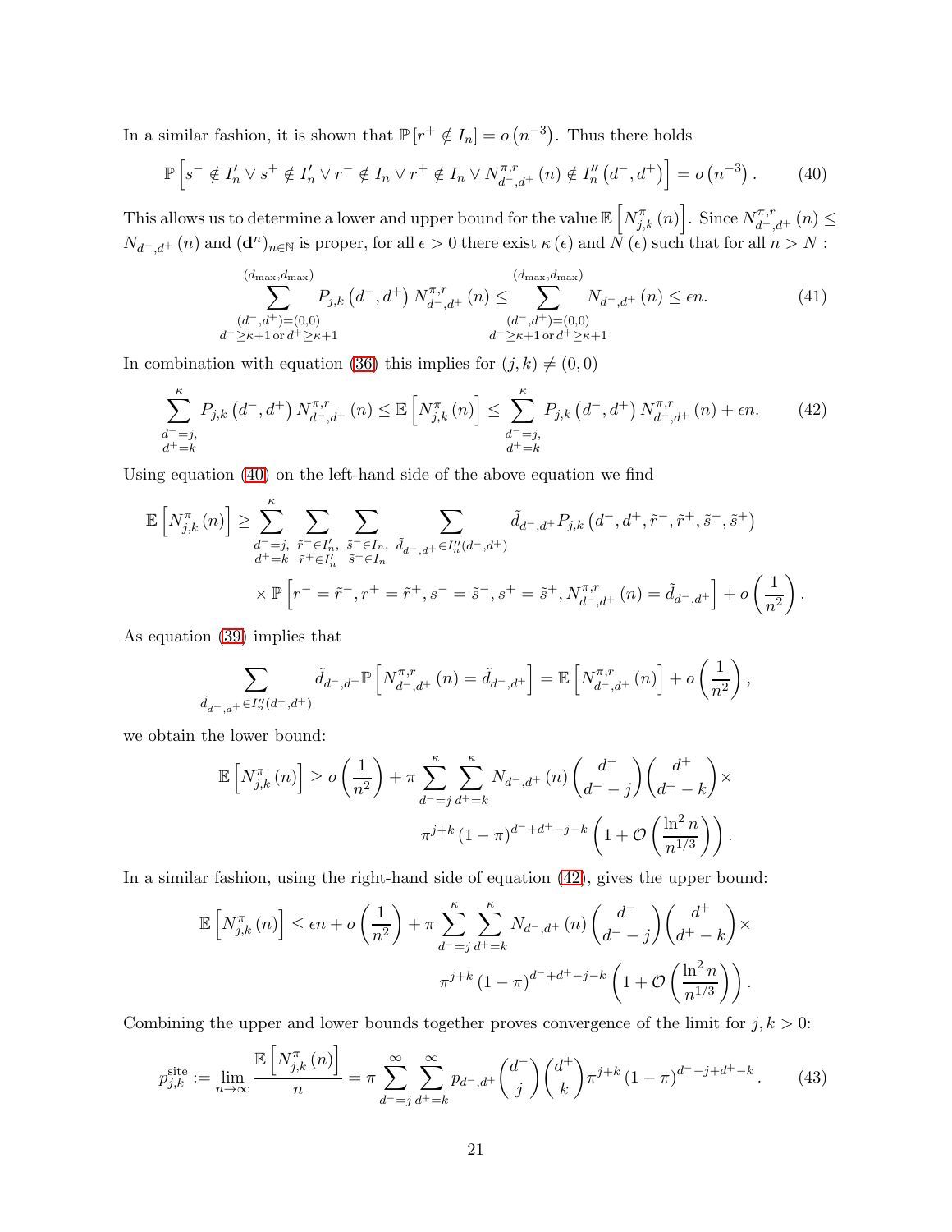In a similar fashion, it is shown that $\mathbb{P}\left[r^+ \notin I_n\right] = o\left(n^{-3}\right)$. Thus there holds

$$\mathbb{P}\left[s^- \notin I_n' \vee s^+ \notin I_n' \vee r^- \notin I_n \vee r^+ \notin I_n \vee N_{d^-,d^+}^{\pi,r}(n) \notin I_n''\left(d^-,d^+\right)\right] = o\left(n^{-3}\right). \tag{40}$$

This allows us to determine a lower and upper bound for the value $\mathbb{E}\left[N_{j,k}^{\pi}(n)\right]$. Since $N_{d^-,d^+}^{\pi,r}(n) \leq N_{d^-,d^+}(n)$ and $(\mathbf{d}^n)_{n\in\mathbb{N}}$ is proper, for all $\epsilon > 0$ there exist $\kappa(\epsilon)$ and $N(\epsilon)$ such that for all $n > N$ :

$$\sum_{\substack{(d^-,d^+)=(0,0) \\ d^- \geq \kappa+1 \text{ or } d^+ \geq \kappa+1}}^{(d_{\max},d_{\max})} P_{j,k}\left(d^-,d^+\right) N_{d^-,d^+}^{\pi,r}(n) \leq \sum_{\substack{(d^-,d^+)=(0,0) \\ d^- \geq \kappa+1 \text{ or } d^+ \geq \kappa+1}}^{(d_{\max},d_{\max})} N_{d^-,d^+}(n) \leq \epsilon n. \tag{41}$$

In combination with equation (36) this implies for $(j,k) \neq (0,0)$

$$\sum_{\substack{d^-=j, \\ d^+=k}}^{\kappa} P_{j,k}\left(d^-,d^+\right) N_{d^-,d^+}^{\pi,r}(n) \leq \mathbb{E}\left[N_{j,k}^{\pi}(n)\right] \leq \sum_{\substack{d^-=j, \\ d^+=k}}^{\kappa} P_{j,k}\left(d^-,d^+\right) N_{d^-,d^+}^{\pi,r}(n) + \epsilon n. \tag{42}$$

Using equation (40) on the left-hand side of the above equation we find

$$\begin{aligned}
\mathbb{E}\left[N_{j,k}^{\pi}(n)\right] \geq &\sum_{\substack{d^-=j, \\ d^+=k}}^{\kappa} \sum_{\substack{\tilde{r}^- \in I_n', \\ \tilde{r}^+ \in I_n'}} \sum_{\substack{\tilde{s}^- \in I_n, \\ \tilde{s}^+ \in I_n}} \sum_{\tilde{d}_{d^-,d^+} \in I_n''(d^-,d^+)} \tilde{d}_{d^-,d^+} P_{j,k}\left(d^-,d^+,\tilde{r}^-,\tilde{r}^+,\tilde{s}^-,\tilde{s}^+\right) \\
&\times \mathbb{P}\left[r^- = \tilde{r}^-, r^+ = \tilde{r}^+, s^- = \tilde{s}^-, s^+ = \tilde{s}^+, N_{d^-,d^+}^{\pi,r}(n) = \tilde{d}_{d^-,d^+}\right] + o\left(\frac{1}{n^2}\right).
\end{aligned}$$

As equation (39) implies that

$$\sum_{\tilde{d}_{d^-,d^+} \in I_n''(d^-,d^+)} \tilde{d}_{d^-,d^+} \mathbb{P}\left[N_{d^-,d^+}^{\pi,r}(n) = \tilde{d}_{d^-,d^+}\right] = \mathbb{E}\left[N_{d^-,d^+}^{\pi,r}(n)\right] + o\left(\frac{1}{n^2}\right),$$

we obtain the lower bound:

$$\begin{aligned}
\mathbb{E}\left[N_{j,k}^{\pi}(n)\right] \geq o\left(\frac{1}{n^2}\right) + \pi \sum_{d^-=j}^{\kappa} \sum_{d^+=k}^{\kappa} N_{d^-,d^+}(n) \binom{d^-}{d^- - j} \binom{d^+}{d^+ - k} \times \\
\pi^{j+k} (1-\pi)^{d^- + d^+ - j - k} \left(1 + \mathcal{O}\left(\frac{\ln^2 n}{n^{1/3}}\right)\right).
\end{aligned}$$

In a similar fashion, using the right-hand side of equation (42), gives the upper bound:

$$\begin{aligned}
\mathbb{E}\left[N_{j,k}^{\pi}(n)\right] \leq \epsilon n + o\left(\frac{1}{n^2}\right) + \pi \sum_{d^-=j}^{\kappa} \sum_{d^+=k}^{\kappa} N_{d^-,d^+}(n) \binom{d^-}{d^- - j} \binom{d^+}{d^+ - k} \times \\
\pi^{j+k} (1-\pi)^{d^- + d^+ - j - k} \left(1 + \mathcal{O}\left(\frac{\ln^2 n}{n^{1/3}}\right)\right).
\end{aligned}$$

Combining the upper and lower bounds together proves convergence of the limit for $j,k > 0$:

$$p_{j,k}^{\text{site}} := \lim_{n\to\infty} \frac{\mathbb{E}\left[N_{j,k}^{\pi}(n)\right]}{n} = \pi \sum_{d^-=j}^{\infty} \sum_{d^+=k}^{\infty} p_{d^-,d^+} \binom{d^-}{j} \binom{d^+}{k} \pi^{j+k} (1-\pi)^{d^- - j + d^+ - k}. \tag{43}$$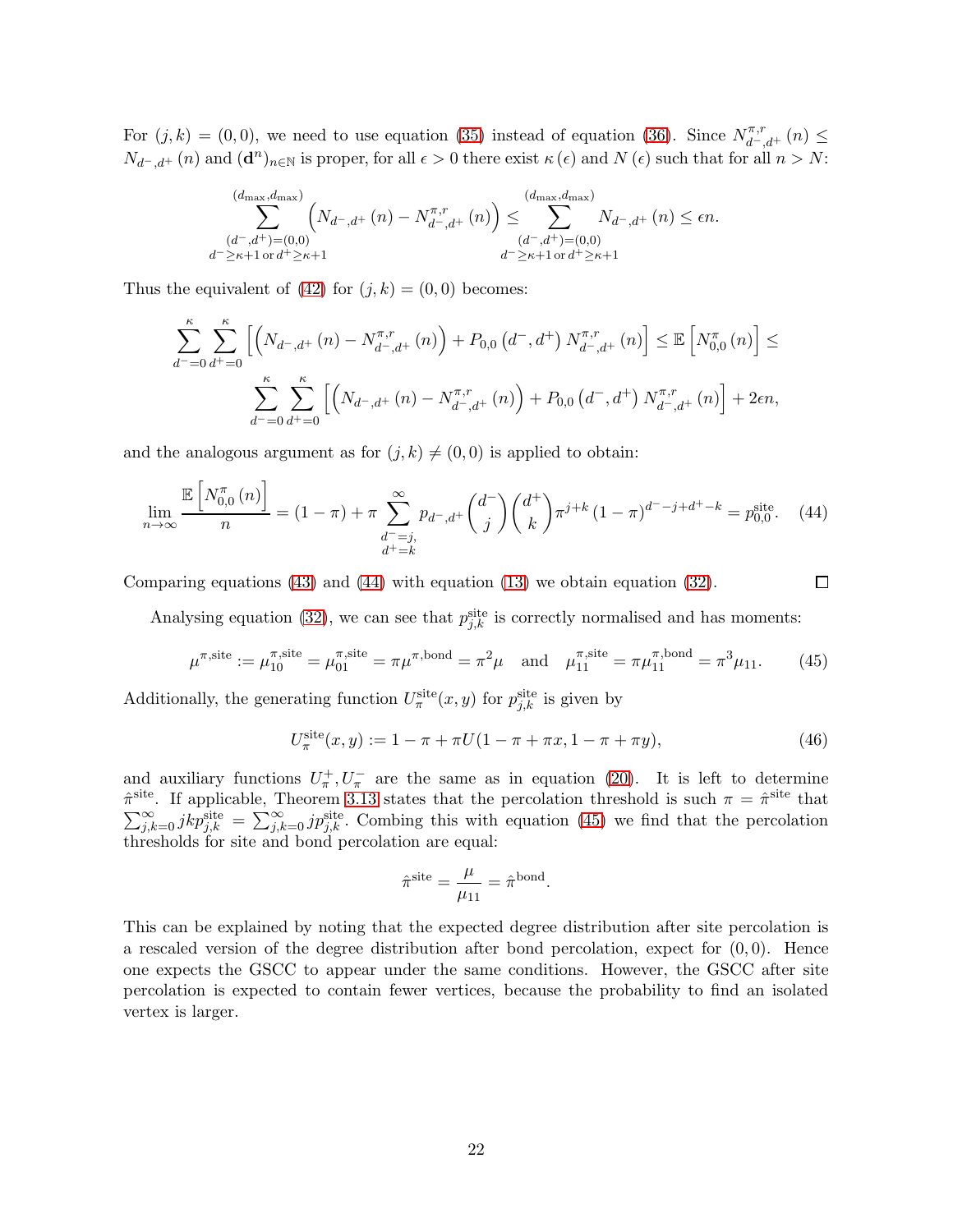For $(j,k) = (0,0)$, we need to use equation (35) instead of equation (36). Since $N^{\pi,r}_{d^-,d^+}(n) \leq N_{d^-,d^+}(n)$ and $(\mathbf{d}^n)_{n\in\mathbb{N}}$ is proper, for all $\epsilon > 0$ there exist $\kappa(\epsilon)$ and $N(\epsilon)$ such that for all $n > N$:

$$\sum_{\substack{(d^-,d^+)=(0,0)\\ d^-\geq\kappa+1 \text{ or } d^+\geq\kappa+1}}^{(d_{\max},d_{\max})} \left( N_{d^-,d^+}(n) - N^{\pi,r}_{d^-,d^+}(n) \right) \leq \sum_{\substack{(d^-,d^+)=(0,0)\\ d^-\geq\kappa+1 \text{ or } d^+\geq\kappa+1}}^{(d_{\max},d_{\max})} N_{d^-,d^+}(n) \leq \epsilon n.$$

Thus the equivalent of (42) for $(j,k) = (0,0)$ becomes:

$$\sum_{d^-=0}^{\kappa}\sum_{d^+=0}^{\kappa}\left[\left(N_{d^-,d^+}(n) - N^{\pi,r}_{d^-,d^+}(n)\right) + P_{0,0}\left(d^-,d^+\right)N^{\pi,r}_{d^-,d^+}(n)\right] \leq \mathbb{E}\left[N^{\pi}_{0,0}(n)\right] \leq$$
$$\sum_{d^-=0}^{\kappa}\sum_{d^+=0}^{\kappa}\left[\left(N_{d^-,d^+}(n) - N^{\pi,r}_{d^-,d^+}(n)\right) + P_{0,0}\left(d^-,d^+\right)N^{\pi,r}_{d^-,d^+}(n)\right] + 2\epsilon n,$$

and the analogous argument as for $(j,k) \neq (0,0)$ is applied to obtain:

$$\lim_{n\to\infty}\frac{\mathbb{E}\left[N^{\pi}_{0,0}(n)\right]}{n} = (1-\pi) + \pi\sum_{\substack{d^-=j,\\ d^+=k}}^{\infty} p_{d^-,d^+}\binom{d^-}{j}\binom{d^+}{k}\pi^{j+k}(1-\pi)^{d^--j+d^+-k} = p^{\text{site}}_{0,0}. \quad (44)$$

Comparing equations (43) and (44) with equation (13) we obtain equation (32). ◻

Analysing equation (32), we can see that $p^{\text{site}}_{j,k}$ is correctly normalised and has moments:

$$\mu^{\pi,\text{site}} := \mu^{\pi,\text{site}}_{10} = \mu^{\pi,\text{site}}_{01} = \pi\mu^{\pi,\text{bond}} = \pi^2\mu \quad \text{and} \quad \mu^{\pi,\text{site}}_{11} = \pi\mu^{\pi,\text{bond}}_{11} = \pi^3\mu_{11}. \quad (45)$$

Additionally, the generating function $U^{\text{site}}_{\pi}(x,y)$ for $p^{\text{site}}_{j,k}$ is given by

$$U^{\text{site}}_{\pi}(x,y) := 1-\pi+\pi U(1-\pi+\pi x, 1-\pi+\pi y), \quad (46)$$

and auxiliary functions $U^+_\pi, U^-_\pi$ are the same as in equation (20). It is left to determine $\hat{\pi}^{\text{site}}$. If applicable, Theorem 3.13 states that the percolation threshold is such $\pi = \hat{\pi}^{\text{site}}$ that $\sum_{j,k=0}^{\infty} jkp^{\text{site}}_{j,k} = \sum_{j,k=0}^{\infty} jp^{\text{site}}_{j,k}$. Combing this with equation (45) we find that the percolation thresholds for site and bond percolation are equal:

$$\hat{\pi}^{\text{site}} = \frac{\mu}{\mu_{11}} = \hat{\pi}^{\text{bond}}.$$

This can be explained by noting that the expected degree distribution after site percolation is a rescaled version of the degree distribution after bond percolation, expect for $(0,0)$. Hence one expects the GSCC to appear under the same conditions. However, the GSCC after site percolation is expected to contain fewer vertices, because the probability to find an isolated vertex is larger.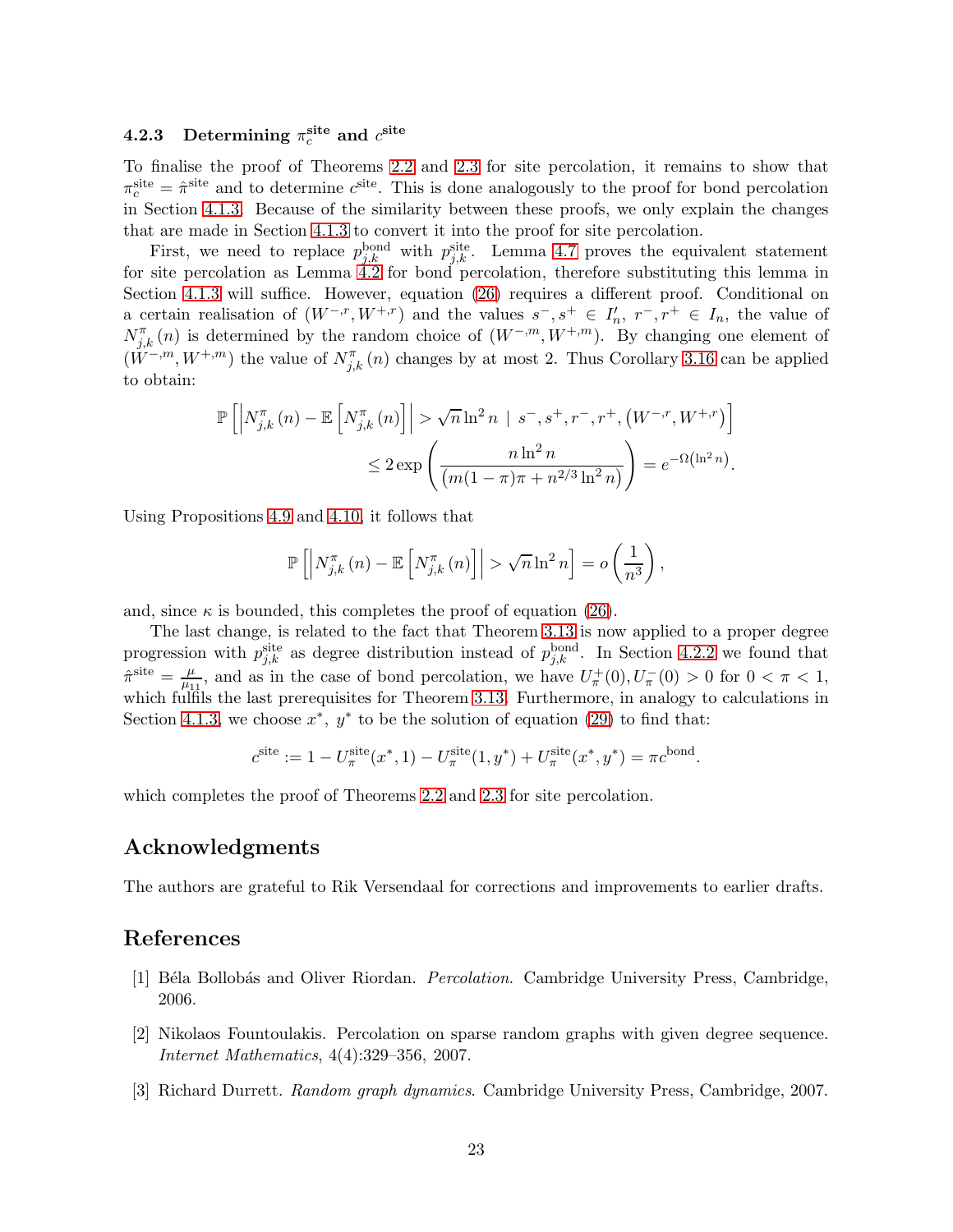### 4.2.3 Determining $\pi_c^{\text{site}}$ and $c^{\text{site}}$

To finalise the proof of Theorems 2.2 and 2.3 for site percolation, it remains to show that $\pi_c^{\text{site}} = \hat{\pi}^{\text{site}}$ and to determine $c^{\text{site}}$. This is done analogously to the proof for bond percolation in Section 4.1.3. Because of the similarity between these proofs, we only explain the changes that are made in Section 4.1.3 to convert it into the proof for site percolation.

First, we need to replace $p_{j,k}^{\text{bond}}$ with $p_{j,k}^{\text{site}}$. Lemma 4.7 proves the equivalent statement for site percolation as Lemma 4.2 for bond percolation, therefore substituting this lemma in Section 4.1.3 will suffice. However, equation (26) requires a different proof. Conditional on a certain realisation of $(W^{-,r}, W^{+,r})$ and the values $s^-, s^+ \in I'_n$, $r^-, r^+ \in I_n$, the value of $N_{j,k}^{\pi}(n)$ is determined by the random choice of $(W^{-,m}, W^{+,m})$. By changing one element of $(W^{-,m}, W^{+,m})$ the value of $N_{j,k}^{\pi}(n)$ changes by at most 2. Thus Corollary 3.16 can be applied to obtain:

$$\mathbb{P}\left[\left|N_{j,k}^{\pi}(n) - \mathbb{E}\left[N_{j,k}^{\pi}(n)\right]\right| > \sqrt{n}\ln^2 n \mid s^-, s^+, r^-, r^+, \left(W^{-,r}, W^{+,r}\right)\right]$$
$$\leq 2\exp\left(\frac{n\ln^2 n}{\left(m(1-\pi)\pi + n^{2/3}\ln^2 n\right)}\right) = e^{-\Omega\left(\ln^2 n\right)}.$$

Using Propositions 4.9 and 4.10, it follows that

$$\mathbb{P}\left[\left|N_{j,k}^{\pi}(n) - \mathbb{E}\left[N_{j,k}^{\pi}(n)\right]\right| > \sqrt{n}\ln^2 n\right] = o\left(\frac{1}{n^3}\right),$$

and, since $\kappa$ is bounded, this completes the proof of equation (26).

The last change, is related to the fact that Theorem 3.13 is now applied to a proper degree progression with $p_{j,k}^{\text{site}}$ as degree distribution instead of $p_{j,k}^{\text{bond}}$. In Section 4.2.2 we found that $\hat{\pi}^{\text{site}} = \frac{\mu}{\mu_{11}}$, and as in the case of bond percolation, we have $U_{\pi}^{+}(0), U_{\pi}^{-}(0) > 0$ for $0 < \pi < 1$, which fulfils the last prerequisites for Theorem 3.13. Furthermore, in analogy to calculations in Section 4.1.3, we choose $x^*$, $y^*$ to be the solution of equation (29) to find that:

$$c^{\text{site}} := 1 - U_{\pi}^{\text{site}}(x^*, 1) - U_{\pi}^{\text{site}}(1, y^*) + U_{\pi}^{\text{site}}(x^*, y^*) = \pi c^{\text{bond}}.$$

which completes the proof of Theorems 2.2 and 2.3 for site percolation.

## Acknowledgments

The authors are grateful to Rik Versendaal for corrections and improvements to earlier drafts.

## References

[1] Béla Bollobás and Oliver Riordan. *Percolation*. Cambridge University Press, Cambridge, 2006.

[2] Nikolaos Fountoulakis. Percolation on sparse random graphs with given degree sequence. *Internet Mathematics*, 4(4):329–356, 2007.

[3] Richard Durrett. *Random graph dynamics*. Cambridge University Press, Cambridge, 2007.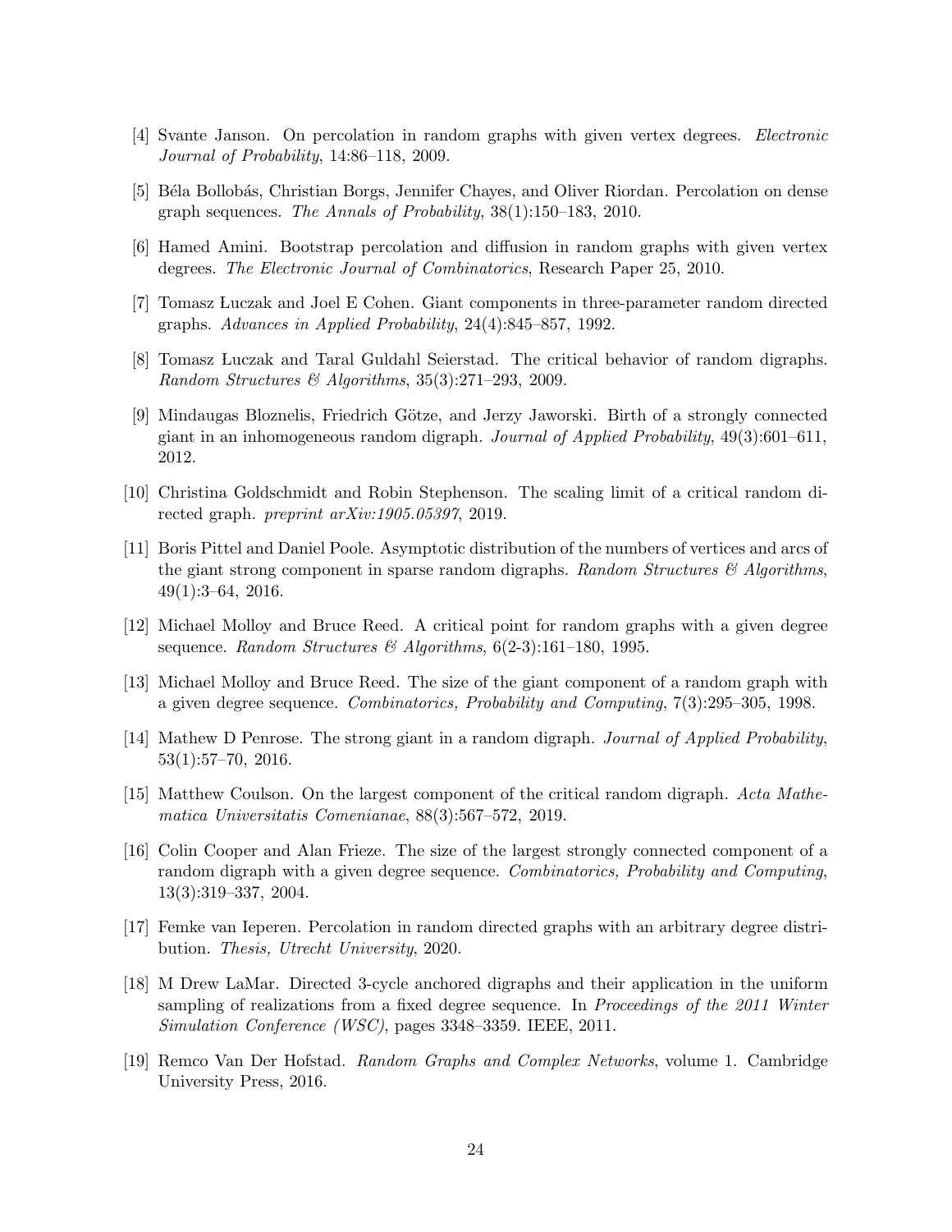[4] Svante Janson. On percolation in random graphs with given vertex degrees. *Electronic Journal of Probability*, 14:86–118, 2009.

[5] Béla Bollobás, Christian Borgs, Jennifer Chayes, and Oliver Riordan. Percolation on dense graph sequences. *The Annals of Probability*, 38(1):150–183, 2010.

[6] Hamed Amini. Bootstrap percolation and diffusion in random graphs with given vertex degrees. *The Electronic Journal of Combinatorics*, Research Paper 25, 2010.

[7] Tomasz Łuczak and Joel E Cohen. Giant components in three-parameter random directed graphs. *Advances in Applied Probability*, 24(4):845–857, 1992.

[8] Tomasz Łuczak and Taral Guldahl Seierstad. The critical behavior of random digraphs. *Random Structures & Algorithms*, 35(3):271–293, 2009.

[9] Mindaugas Bloznelis, Friedrich Götze, and Jerzy Jaworski. Birth of a strongly connected giant in an inhomogeneous random digraph. *Journal of Applied Probability*, 49(3):601–611, 2012.

[10] Christina Goldschmidt and Robin Stephenson. The scaling limit of a critical random directed graph. *preprint arXiv:1905.05397*, 2019.

[11] Boris Pittel and Daniel Poole. Asymptotic distribution of the numbers of vertices and arcs of the giant strong component in sparse random digraphs. *Random Structures & Algorithms*, 49(1):3–64, 2016.

[12] Michael Molloy and Bruce Reed. A critical point for random graphs with a given degree sequence. *Random Structures & Algorithms*, 6(2-3):161–180, 1995.

[13] Michael Molloy and Bruce Reed. The size of the giant component of a random graph with a given degree sequence. *Combinatorics, Probability and Computing*, 7(3):295–305, 1998.

[14] Mathew D Penrose. The strong giant in a random digraph. *Journal of Applied Probability*, 53(1):57–70, 2016.

[15] Matthew Coulson. On the largest component of the critical random digraph. *Acta Mathematica Universitatis Comenianae*, 88(3):567–572, 2019.

[16] Colin Cooper and Alan Frieze. The size of the largest strongly connected component of a random digraph with a given degree sequence. *Combinatorics, Probability and Computing*, 13(3):319–337, 2004.

[17] Femke van Ieperen. Percolation in random directed graphs with an arbitrary degree distribution. *Thesis, Utrecht University*, 2020.

[18] M Drew LaMar. Directed 3-cycle anchored digraphs and their application in the uniform sampling of realizations from a fixed degree sequence. In *Proceedings of the 2011 Winter Simulation Conference (WSC)*, pages 3348–3359. IEEE, 2011.

[19] Remco Van Der Hofstad. *Random Graphs and Complex Networks*, volume 1. Cambridge University Press, 2016.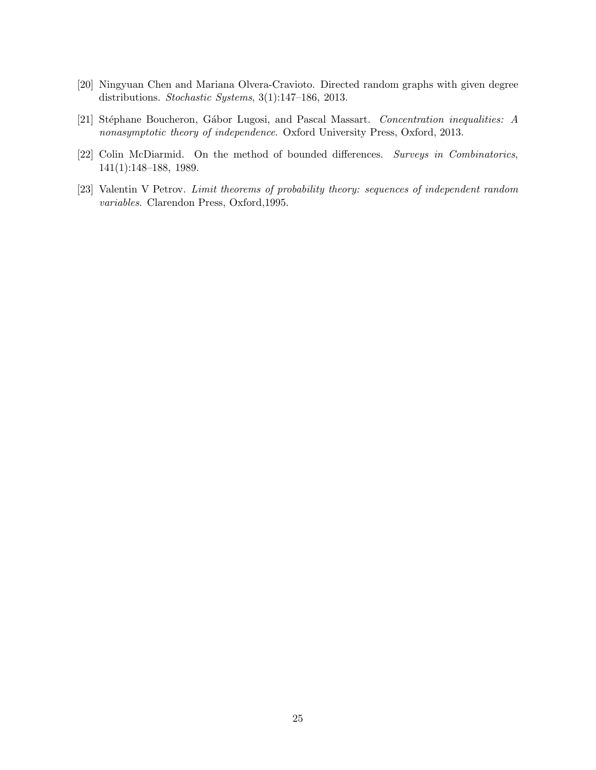[20] Ningyuan Chen and Mariana Olvera-Cravioto. Directed random graphs with given degree distributions. *Stochastic Systems*, 3(1):147–186, 2013.

[21] Stéphane Boucheron, Gábor Lugosi, and Pascal Massart. *Concentration inequalities: A nonasymptotic theory of independence*. Oxford University Press, Oxford, 2013.

[22] Colin McDiarmid. On the method of bounded differences. *Surveys in Combinatorics*, 141(1):148–188, 1989.

[23] Valentin V Petrov. *Limit theorems of probability theory: sequences of independent random variables*. Clarendon Press, Oxford,1995.